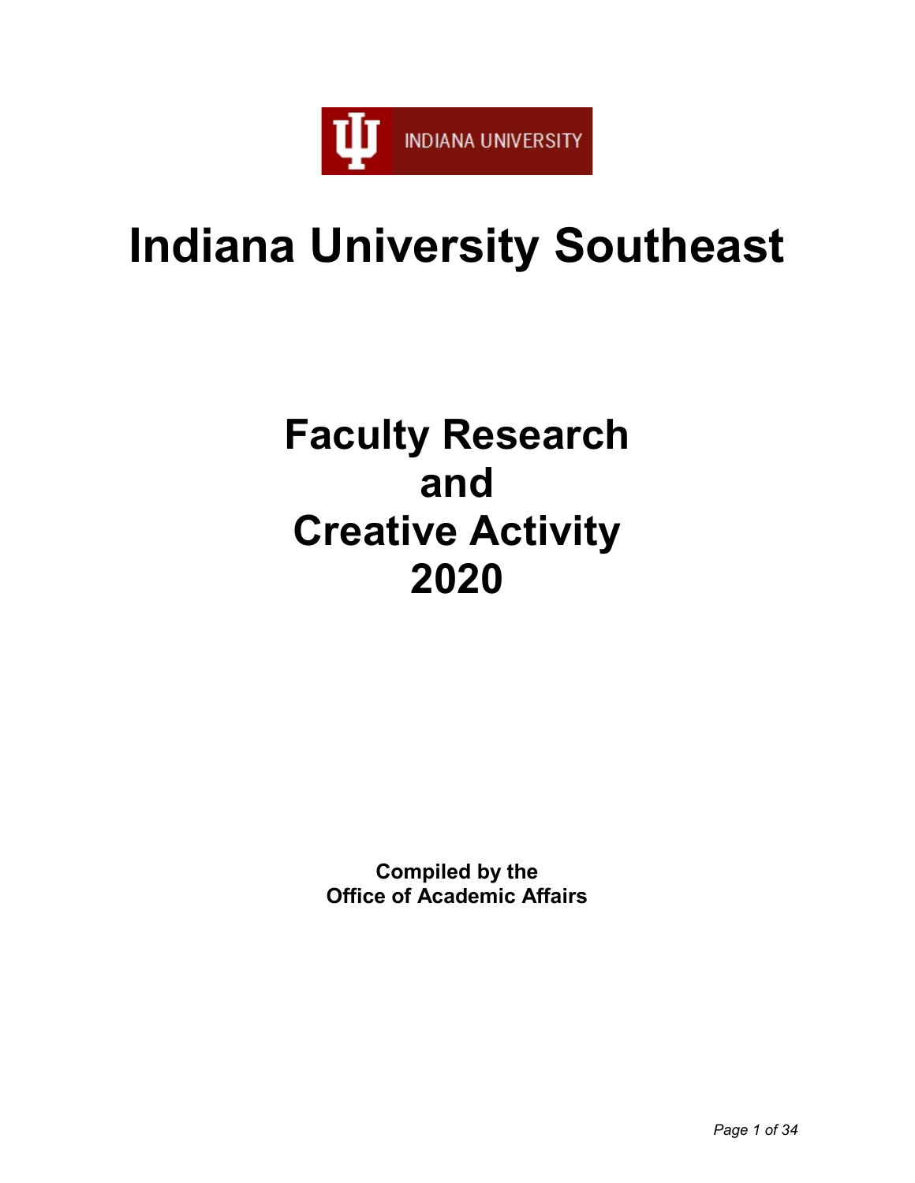INDIANA UNIVERSITY

# Indiana University Southeast

# Faculty Research and Creative Activity 2020

**Compiled by the Office of Academic Affairs**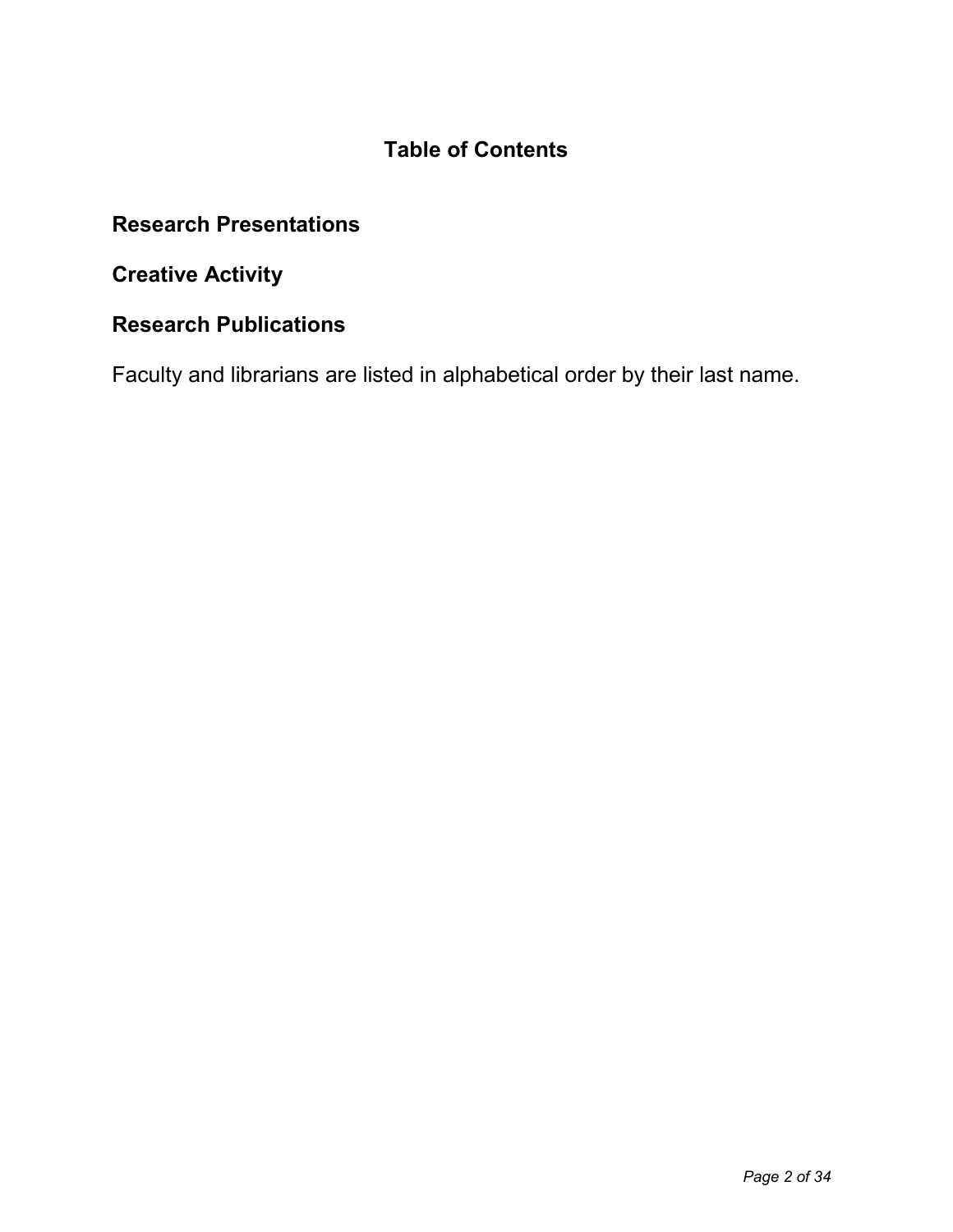# Table of Contents

## Research Presentations

## Creative Activity

## Research Publications

Faculty and librarians are listed in alphabetical order by their last name.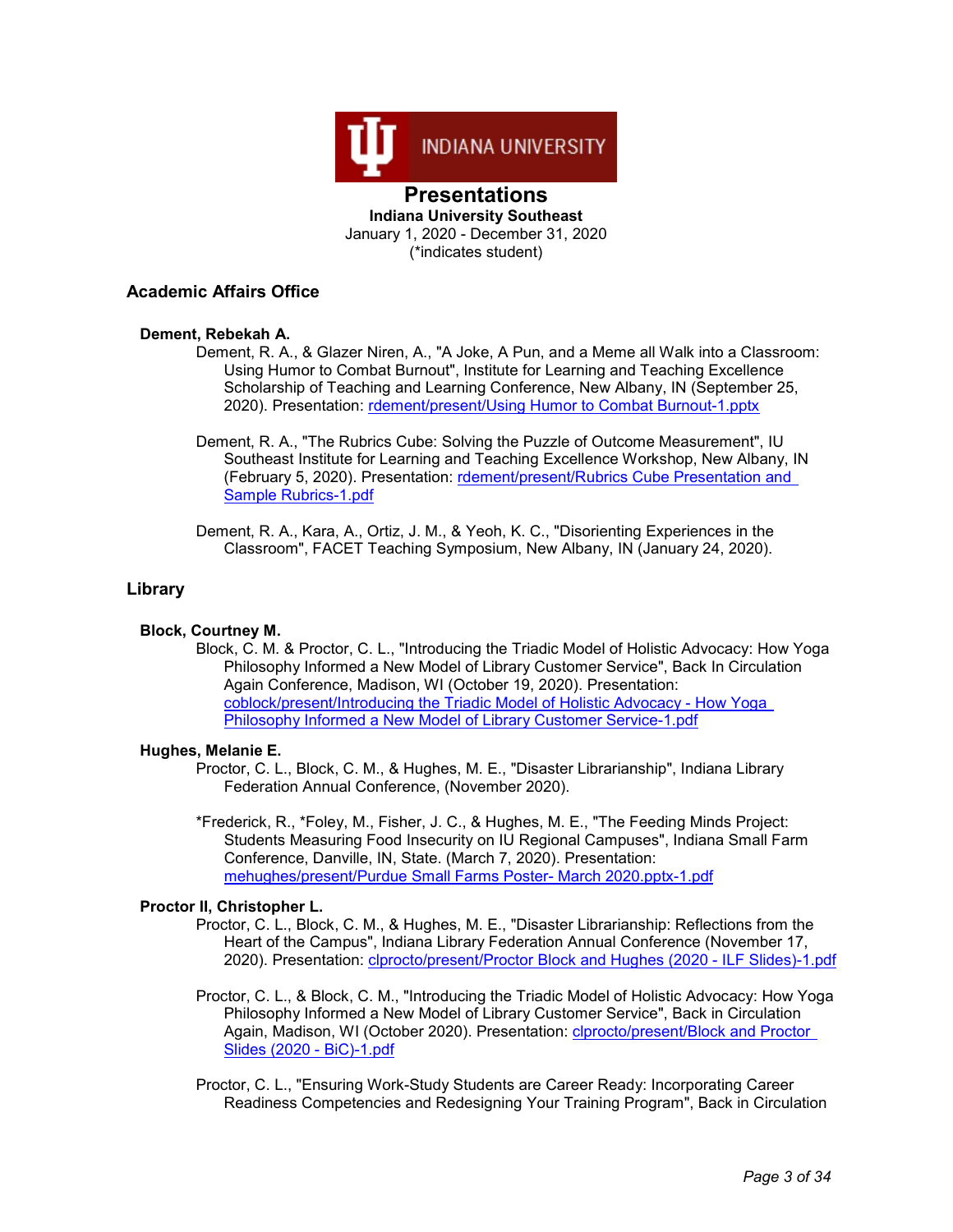# Presentations

**Indiana University Southeast**
January 1, 2020 - December 31, 2020
(*indicates student)

## Academic Affairs Office

### Dement, Rebekah A.

Dement, R. A., & Glazer Niren, A., "A Joke, A Pun, and a Meme all Walk into a Classroom: Using Humor to Combat Burnout", Institute for Learning and Teaching Excellence Scholarship of Teaching and Learning Conference, New Albany, IN (September 25, 2020). Presentation: rdement/present/Using Humor to Combat Burnout-1.pptx

Dement, R. A., "The Rubrics Cube: Solving the Puzzle of Outcome Measurement", IU Southeast Institute for Learning and Teaching Excellence Workshop, New Albany, IN (February 5, 2020). Presentation: rdement/present/Rubrics Cube Presentation and Sample Rubrics-1.pdf

Dement, R. A., Kara, A., Ortiz, J. M., & Yeoh, K. C., "Disorienting Experiences in the Classroom", FACET Teaching Symposium, New Albany, IN (January 24, 2020).

## Library

### Block, Courtney M.

Block, C. M. & Proctor, C. L., "Introducing the Triadic Model of Holistic Advocacy: How Yoga Philosophy Informed a New Model of Library Customer Service", Back In Circulation Again Conference, Madison, WI (October 19, 2020). Presentation: coblock/present/Introducing the Triadic Model of Holistic Advocacy - How Yoga Philosophy Informed a New Model of Library Customer Service-1.pdf

### Hughes, Melanie E.

Proctor, C. L., Block, C. M., & Hughes, M. E., "Disaster Librarianship", Indiana Library Federation Annual Conference, (November 2020).

*Frederick, R., *Foley, M., Fisher, J. C., & Hughes, M. E., "The Feeding Minds Project: Students Measuring Food Insecurity on IU Regional Campuses", Indiana Small Farm Conference, Danville, IN, State. (March 7, 2020). Presentation: mehughes/present/Purdue Small Farms Poster- March 2020.pptx-1.pdf

### Proctor II, Christopher L.

Proctor, C. L., Block, C. M., & Hughes, M. E., "Disaster Librarianship: Reflections from the Heart of the Campus", Indiana Library Federation Annual Conference (November 17, 2020). Presentation: clprocto/present/Proctor Block and Hughes (2020 - ILF Slides)-1.pdf

Proctor, C. L., & Block, C. M., "Introducing the Triadic Model of Holistic Advocacy: How Yoga Philosophy Informed a New Model of Library Customer Service", Back in Circulation Again, Madison, WI (October 2020). Presentation: clprocto/present/Block and Proctor Slides (2020 - BiC)-1.pdf

Proctor, C. L., "Ensuring Work-Study Students are Career Ready: Incorporating Career Readiness Competencies and Redesigning Your Training Program", Back in Circulation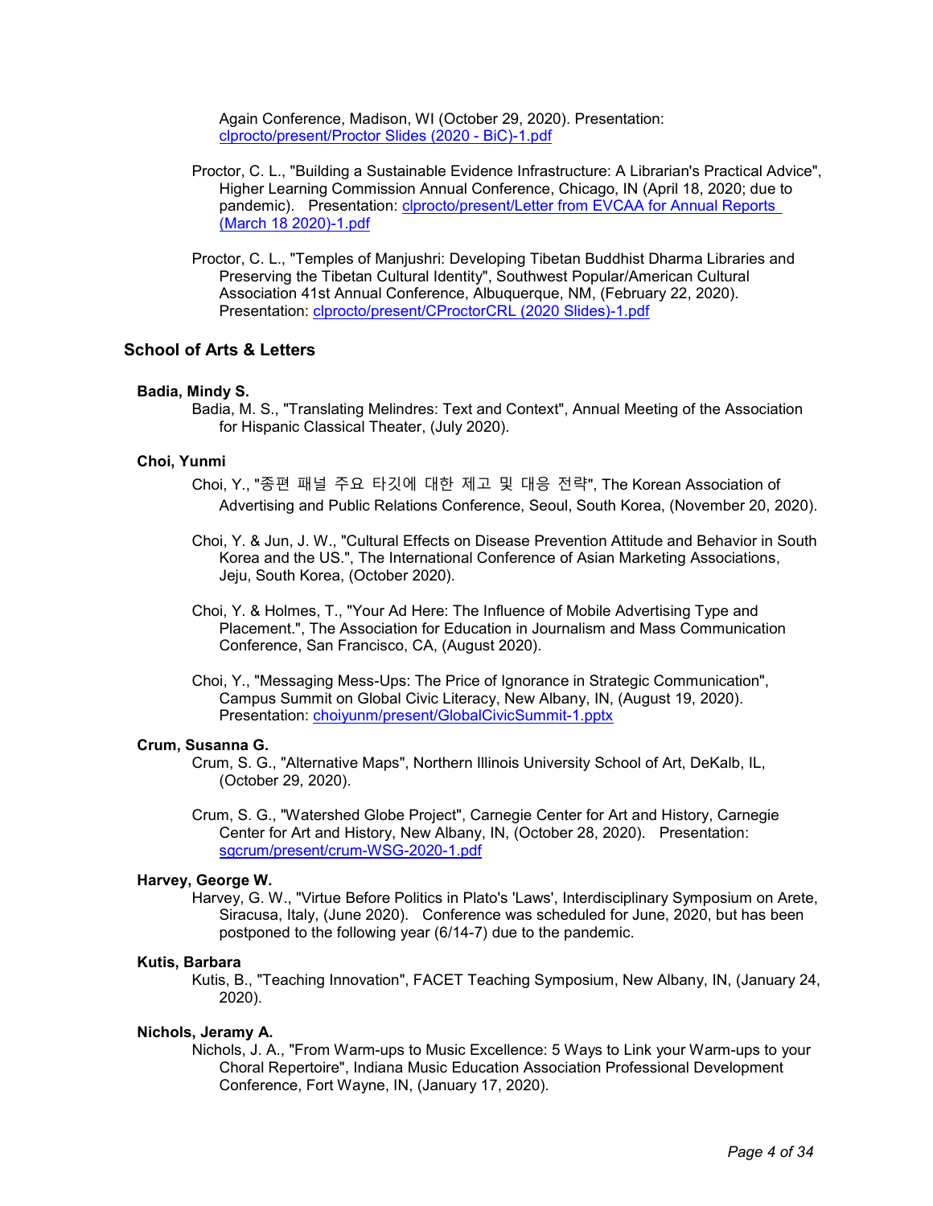Again Conference, Madison, WI (October 29, 2020). Presentation: [clprocto/present/Proctor Slides (2020 - BiC)-1.pdf](clprocto/present/Proctor Slides (2020 - BiC)-1.pdf)

Proctor, C. L., "Building a Sustainable Evidence Infrastructure: A Librarian's Practical Advice", Higher Learning Commission Annual Conference, Chicago, IN (April 18, 2020; due to pandemic). Presentation: [clprocto/present/Letter from EVCAA for Annual Reports (March 18 2020)-1.pdf](clprocto/present/Letter from EVCAA for Annual Reports (March 18 2020)-1.pdf)

Proctor, C. L., "Temples of Manjushri: Developing Tibetan Buddhist Dharma Libraries and Preserving the Tibetan Cultural Identity", Southwest Popular/American Cultural Association 41st Annual Conference, Albuquerque, NM, (February 22, 2020). Presentation: [clprocto/present/CProctorCRL (2020 Slides)-1.pdf](clprocto/present/CProctorCRL (2020 Slides)-1.pdf)

## School of Arts & Letters

**Badia, Mindy S.**

Badia, M. S., "Translating Melindres: Text and Context", Annual Meeting of the Association for Hispanic Classical Theater, (July 2020).

**Choi, Yunmi**

Choi, Y., "종편 패널 주요 타깃에 대한 제고 및 대응 전략", The Korean Association of Advertising and Public Relations Conference, Seoul, South Korea, (November 20, 2020).

Choi, Y. & Jun, J. W., "Cultural Effects on Disease Prevention Attitude and Behavior in South Korea and the US.", The International Conference of Asian Marketing Associations, Jeju, South Korea, (October 2020).

Choi, Y. & Holmes, T., "Your Ad Here: The Influence of Mobile Advertising Type and Placement.", The Association for Education in Journalism and Mass Communication Conference, San Francisco, CA, (August 2020).

Choi, Y., "Messaging Mess-Ups: The Price of Ignorance in Strategic Communication", Campus Summit on Global Civic Literacy, New Albany, IN, (August 19, 2020). Presentation: [choiyunm/present/GlobalCivicSummit-1.pptx](choiyunm/present/GlobalCivicSummit-1.pptx)

**Crum, Susanna G.**

Crum, S. G., "Alternative Maps", Northern Illinois University School of Art, DeKalb, IL, (October 29, 2020).

Crum, S. G., "Watershed Globe Project", Carnegie Center for Art and History, Carnegie Center for Art and History, New Albany, IN, (October 28, 2020). Presentation: [sgcrum/present/crum-WSG-2020-1.pdf](sgcrum/present/crum-WSG-2020-1.pdf)

**Harvey, George W.**

Harvey, G. W., "Virtue Before Politics in Plato's 'Laws', Interdisciplinary Symposium on Arete, Siracusa, Italy, (June 2020). Conference was scheduled for June, 2020, but has been postponed to the following year (6/14-7) due to the pandemic.

**Kutis, Barbara**

Kutis, B., "Teaching Innovation", FACET Teaching Symposium, New Albany, IN, (January 24, 2020).

**Nichols, Jeramy A.**

Nichols, J. A., "From Warm-ups to Music Excellence: 5 Ways to Link your Warm-ups to your Choral Repertoire", Indiana Music Education Association Professional Development Conference, Fort Wayne, IN, (January 17, 2020).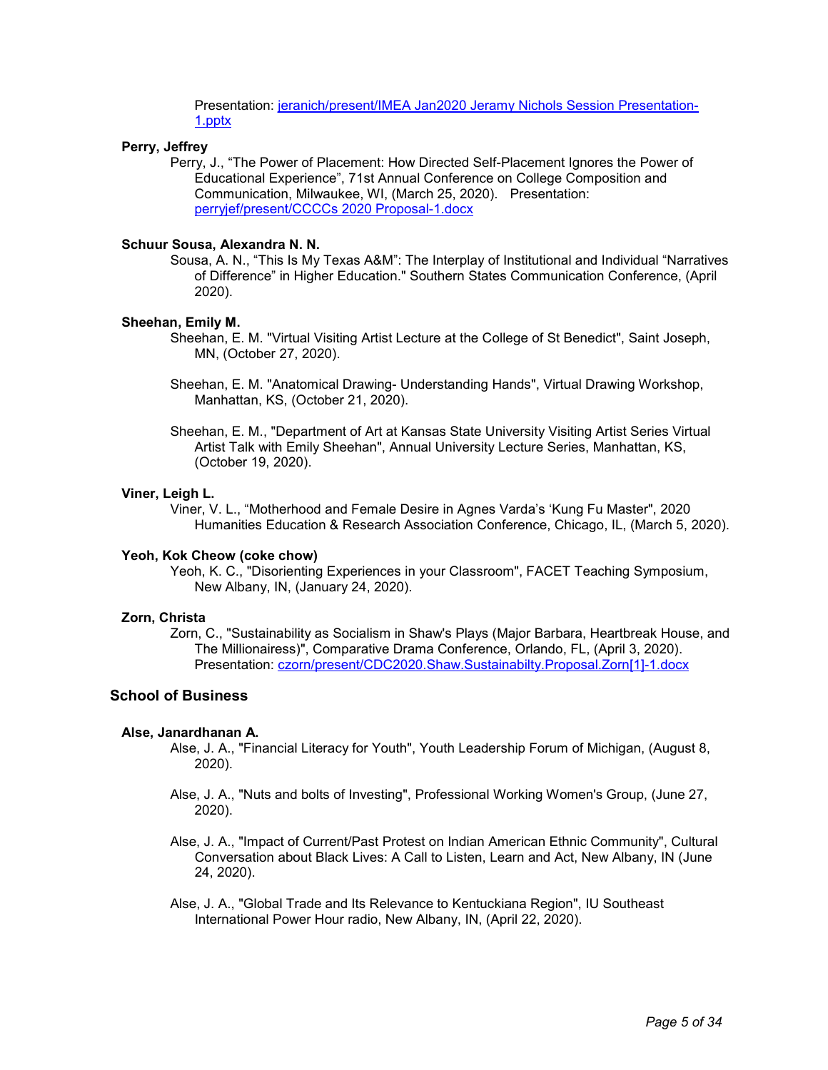Presentation: [jeranich/present/IMEA Jan2020 Jeramy Nichols Session Presentation-1.pptx](jeranich/present/IMEA Jan2020 Jeramy Nichols Session Presentation-1.pptx)

**Perry, Jeffrey**

Perry, J., “The Power of Placement: How Directed Self-Placement Ignores the Power of Educational Experience”, 71st Annual Conference on College Composition and Communication, Milwaukee, WI, (March 25, 2020). Presentation: [perryjef/present/CCCCs 2020 Proposal-1.docx](perryjef/present/CCCCs 2020 Proposal-1.docx)

**Schuur Sousa, Alexandra N. N.**

Sousa, A. N., “This Is My Texas A&M”: The Interplay of Institutional and Individual “Narratives of Difference” in Higher Education." Southern States Communication Conference, (April 2020).

**Sheehan, Emily M.**

Sheehan, E. M. "Virtual Visiting Artist Lecture at the College of St Benedict", Saint Joseph, MN, (October 27, 2020).

Sheehan, E. M. "Anatomical Drawing- Understanding Hands", Virtual Drawing Workshop, Manhattan, KS, (October 21, 2020).

Sheehan, E. M., "Department of Art at Kansas State University Visiting Artist Series Virtual Artist Talk with Emily Sheehan", Annual University Lecture Series, Manhattan, KS, (October 19, 2020).

**Viner, Leigh L.**

Viner, V. L., “Motherhood and Female Desire in Agnes Varda’s ‘Kung Fu Master", 2020 Humanities Education & Research Association Conference, Chicago, IL, (March 5, 2020).

**Yeoh, Kok Cheow (coke chow)**

Yeoh, K. C., "Disorienting Experiences in your Classroom", FACET Teaching Symposium, New Albany, IN, (January 24, 2020).

**Zorn, Christa**

Zorn, C., "Sustainability as Socialism in Shaw's Plays (Major Barbara, Heartbreak House, and The Millionairess)", Comparative Drama Conference, Orlando, FL, (April 3, 2020). Presentation: [czorn/present/CDC2020.Shaw.Sustainabilty.Proposal.Zorn[1]-1.docx](czorn/present/CDC2020.Shaw.Sustainabilty.Proposal.Zorn[1]-1.docx)

## School of Business

**Alse, Janardhanan A.**

Alse, J. A., "Financial Literacy for Youth", Youth Leadership Forum of Michigan, (August 8, 2020).

Alse, J. A., "Nuts and bolts of Investing", Professional Working Women's Group, (June 27, 2020).

Alse, J. A., "Impact of Current/Past Protest on Indian American Ethnic Community", Cultural Conversation about Black Lives: A Call to Listen, Learn and Act, New Albany, IN (June 24, 2020).

Alse, J. A., "Global Trade and Its Relevance to Kentuckiana Region", IU Southeast International Power Hour radio, New Albany, IN, (April 22, 2020).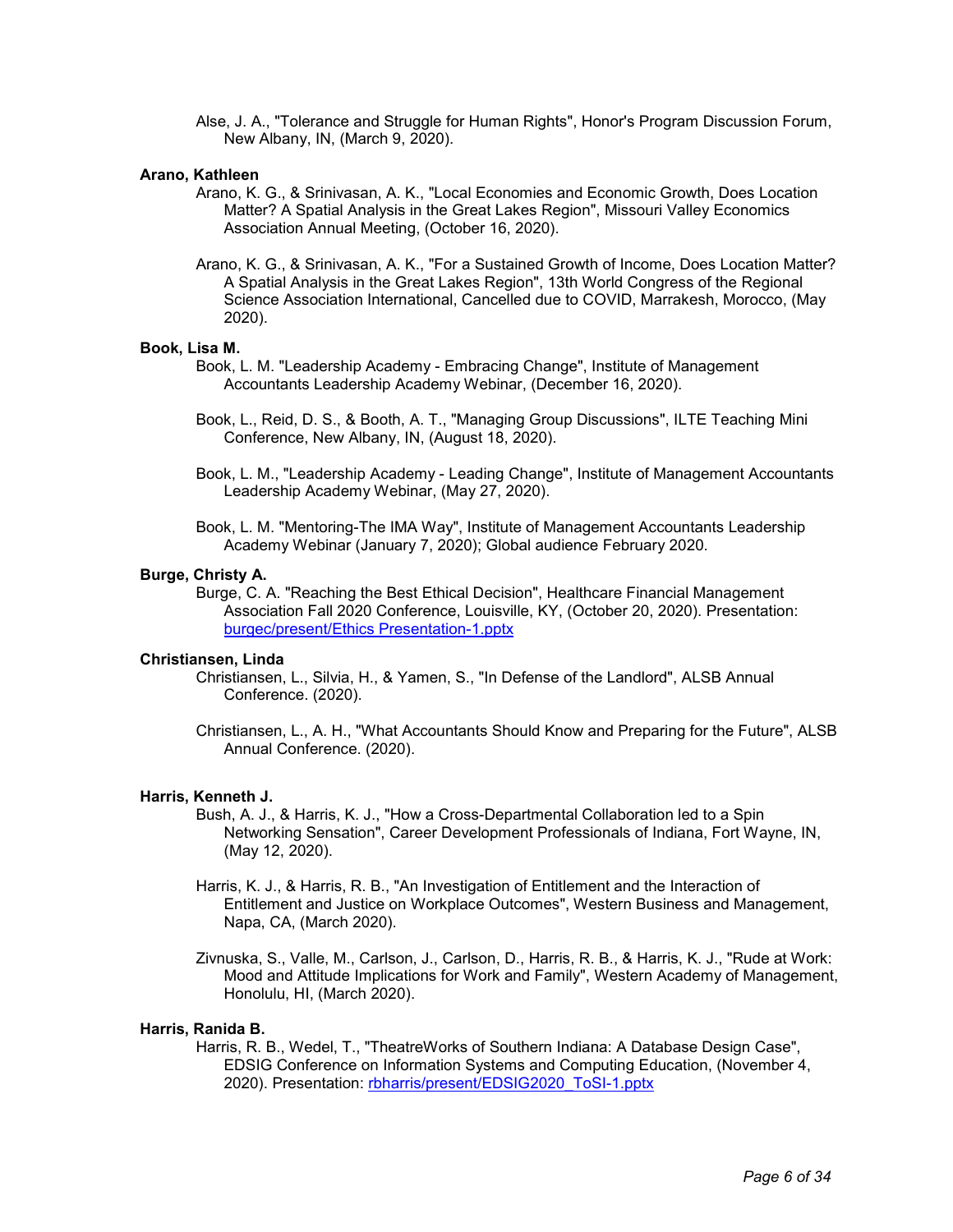Alse, J. A., "Tolerance and Struggle for Human Rights", Honor's Program Discussion Forum, New Albany, IN, (March 9, 2020).

**Arano, Kathleen**

Arano, K. G., & Srinivasan, A. K., "Local Economies and Economic Growth, Does Location Matter? A Spatial Analysis in the Great Lakes Region", Missouri Valley Economics Association Annual Meeting, (October 16, 2020).

Arano, K. G., & Srinivasan, A. K., "For a Sustained Growth of Income, Does Location Matter? A Spatial Analysis in the Great Lakes Region", 13th World Congress of the Regional Science Association International, Cancelled due to COVID, Marrakesh, Morocco, (May 2020).

**Book, Lisa M.**

Book, L. M. "Leadership Academy - Embracing Change", Institute of Management Accountants Leadership Academy Webinar, (December 16, 2020).

Book, L., Reid, D. S., & Booth, A. T., "Managing Group Discussions", ILTE Teaching Mini Conference, New Albany, IN, (August 18, 2020).

Book, L. M., "Leadership Academy - Leading Change", Institute of Management Accountants Leadership Academy Webinar, (May 27, 2020).

Book, L. M. "Mentoring-The IMA Way", Institute of Management Accountants Leadership Academy Webinar (January 7, 2020); Global audience February 2020.

**Burge, Christy A.**

Burge, C. A. "Reaching the Best Ethical Decision", Healthcare Financial Management Association Fall 2020 Conference, Louisville, KY, (October 20, 2020). Presentation: burgec/present/Ethics Presentation-1.pptx

**Christiansen, Linda**

Christiansen, L., Silvia, H., & Yamen, S., "In Defense of the Landlord", ALSB Annual Conference. (2020).

Christiansen, L., A. H., "What Accountants Should Know and Preparing for the Future", ALSB Annual Conference. (2020).

**Harris, Kenneth J.**

Bush, A. J., & Harris, K. J., "How a Cross-Departmental Collaboration led to a Spin Networking Sensation", Career Development Professionals of Indiana, Fort Wayne, IN, (May 12, 2020).

Harris, K. J., & Harris, R. B., "An Investigation of Entitlement and the Interaction of Entitlement and Justice on Workplace Outcomes", Western Business and Management, Napa, CA, (March 2020).

Zivnuska, S., Valle, M., Carlson, J., Carlson, D., Harris, R. B., & Harris, K. J., "Rude at Work: Mood and Attitude Implications for Work and Family", Western Academy of Management, Honolulu, HI, (March 2020).

**Harris, Ranida B.**

Harris, R. B., Wedel, T., "TheatreWorks of Southern Indiana: A Database Design Case", EDSIG Conference on Information Systems and Computing Education, (November 4, 2020). Presentation: rbharris/present/EDSIG2020_ToSI-1.pptx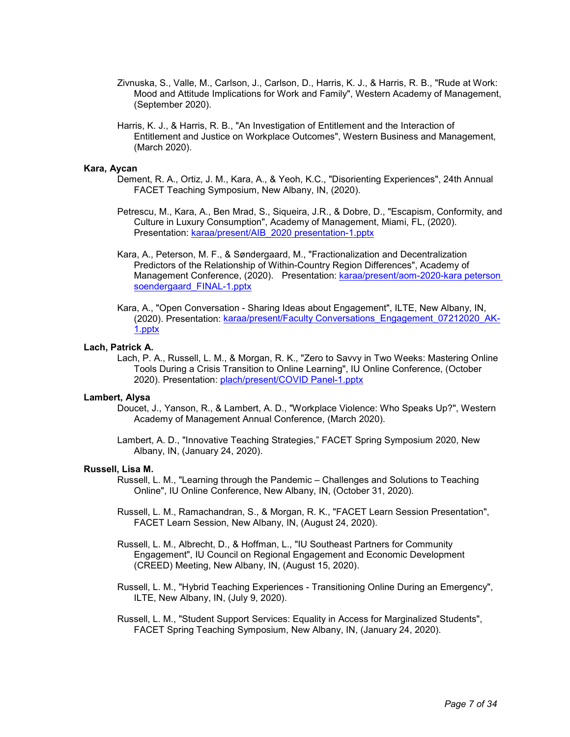Zivnuska, S., Valle, M., Carlson, J., Carlson, D., Harris, K. J., & Harris, R. B., "Rude at Work: Mood and Attitude Implications for Work and Family", Western Academy of Management, (September 2020).

Harris, K. J., & Harris, R. B., "An Investigation of Entitlement and the Interaction of Entitlement and Justice on Workplace Outcomes", Western Business and Management, (March 2020).

**Kara, Aycan**

Dement, R. A., Ortiz, J. M., Kara, A., & Yeoh, K.C., "Disorienting Experiences", 24th Annual FACET Teaching Symposium, New Albany, IN, (2020).

Petrescu, M., Kara, A., Ben Mrad, S., Siqueira, J.R., & Dobre, D., "Escapism, Conformity, and Culture in Luxury Consumption", Academy of Management, Miami, FL, (2020). Presentation: karaa/present/AIB_2020 presentation-1.pptx

Kara, A., Peterson, M. F., & Søndergaard, M., "Fractionalization and Decentralization Predictors of the Relationship of Within-Country Region Differences", Academy of Management Conference, (2020). Presentation: karaa/present/aom-2020-kara peterson soendergaard_FINAL-1.pptx

Kara, A., "Open Conversation - Sharing Ideas about Engagement", ILTE, New Albany, IN, (2020). Presentation: karaa/present/Faculty Conversations_Engagement_07212020_AK-1.pptx

**Lach, Patrick A.**

Lach, P. A., Russell, L. M., & Morgan, R. K., "Zero to Savvy in Two Weeks: Mastering Online Tools During a Crisis Transition to Online Learning", IU Online Conference, (October 2020). Presentation: plach/present/COVID Panel-1.pptx

**Lambert, Alysa**

Doucet, J., Yanson, R., & Lambert, A. D., "Workplace Violence: Who Speaks Up?", Western Academy of Management Annual Conference, (March 2020).

Lambert, A. D., "Innovative Teaching Strategies," FACET Spring Symposium 2020, New Albany, IN, (January 24, 2020).

**Russell, Lisa M.**

Russell, L. M., "Learning through the Pandemic – Challenges and Solutions to Teaching Online", IU Online Conference, New Albany, IN, (October 31, 2020).

Russell, L. M., Ramachandran, S., & Morgan, R. K., "FACET Learn Session Presentation", FACET Learn Session, New Albany, IN, (August 24, 2020).

Russell, L. M., Albrecht, D., & Hoffman, L., "IU Southeast Partners for Community Engagement", IU Council on Regional Engagement and Economic Development (CREED) Meeting, New Albany, IN, (August 15, 2020).

Russell, L. M., "Hybrid Teaching Experiences - Transitioning Online During an Emergency", ILTE, New Albany, IN, (July 9, 2020).

Russell, L. M., "Student Support Services: Equality in Access for Marginalized Students", FACET Spring Teaching Symposium, New Albany, IN, (January 24, 2020).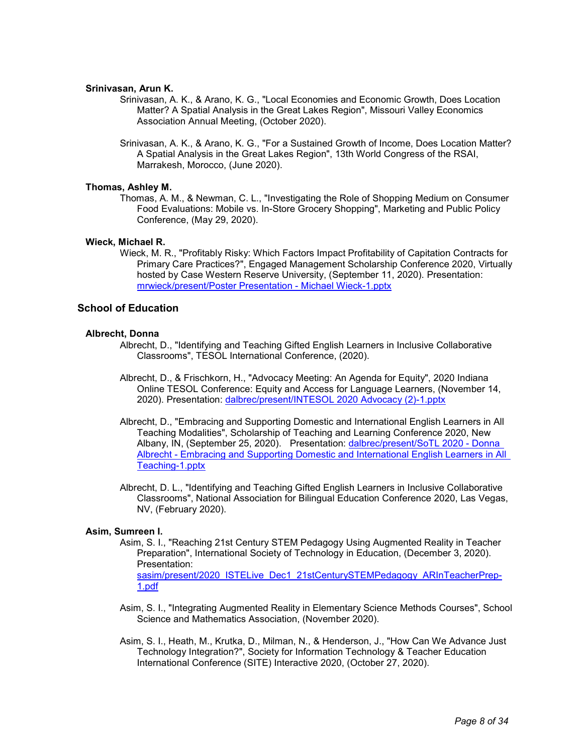**Srinivasan, Arun K.**

Srinivasan, A. K., & Arano, K. G., "Local Economies and Economic Growth, Does Location Matter? A Spatial Analysis in the Great Lakes Region", Missouri Valley Economics Association Annual Meeting, (October 2020).

Srinivasan, A. K., & Arano, K. G., "For a Sustained Growth of Income, Does Location Matter? A Spatial Analysis in the Great Lakes Region", 13th World Congress of the RSAI, Marrakesh, Morocco, (June 2020).

**Thomas, Ashley M.**

Thomas, A. M., & Newman, C. L., "Investigating the Role of Shopping Medium on Consumer Food Evaluations: Mobile vs. In-Store Grocery Shopping", Marketing and Public Policy Conference, (May 29, 2020).

**Wieck, Michael R.**

Wieck, M. R., "Profitably Risky: Which Factors Impact Profitability of Capitation Contracts for Primary Care Practices?", Engaged Management Scholarship Conference 2020, Virtually hosted by Case Western Reserve University, (September 11, 2020). Presentation: mrwieck/present/Poster Presentation - Michael Wieck-1.pptx

## School of Education

**Albrecht, Donna**

Albrecht, D., "Identifying and Teaching Gifted English Learners in Inclusive Collaborative Classrooms", TESOL International Conference, (2020).

Albrecht, D., & Frischkorn, H., "Advocacy Meeting: An Agenda for Equity", 2020 Indiana Online TESOL Conference: Equity and Access for Language Learners, (November 14, 2020). Presentation: dalbrec/present/INTESOL 2020 Advocacy (2)-1.pptx

Albrecht, D., "Embracing and Supporting Domestic and International English Learners in All Teaching Modalities", Scholarship of Teaching and Learning Conference 2020, New Albany, IN, (September 25, 2020). Presentation: dalbrec/present/SoTL 2020 - Donna Albrecht - Embracing and Supporting Domestic and International English Learners in All Teaching-1.pptx

Albrecht, D. L., "Identifying and Teaching Gifted English Learners in Inclusive Collaborative Classrooms", National Association for Bilingual Education Conference 2020, Las Vegas, NV, (February 2020).

**Asim, Sumreen I.**

Asim, S. I., "Reaching 21st Century STEM Pedagogy Using Augmented Reality in Teacher Preparation", International Society of Technology in Education, (December 3, 2020). Presentation: sasim/present/2020_ISTELive_Dec1_21stCenturySTEMPedagogy_ARInTeacherPrep-1.pdf

Asim, S. I., "Integrating Augmented Reality in Elementary Science Methods Courses", School Science and Mathematics Association, (November 2020).

Asim, S. I., Heath, M., Krutka, D., Milman, N., & Henderson, J., "How Can We Advance Just Technology Integration?", Society for Information Technology & Teacher Education International Conference (SITE) Interactive 2020, (October 27, 2020).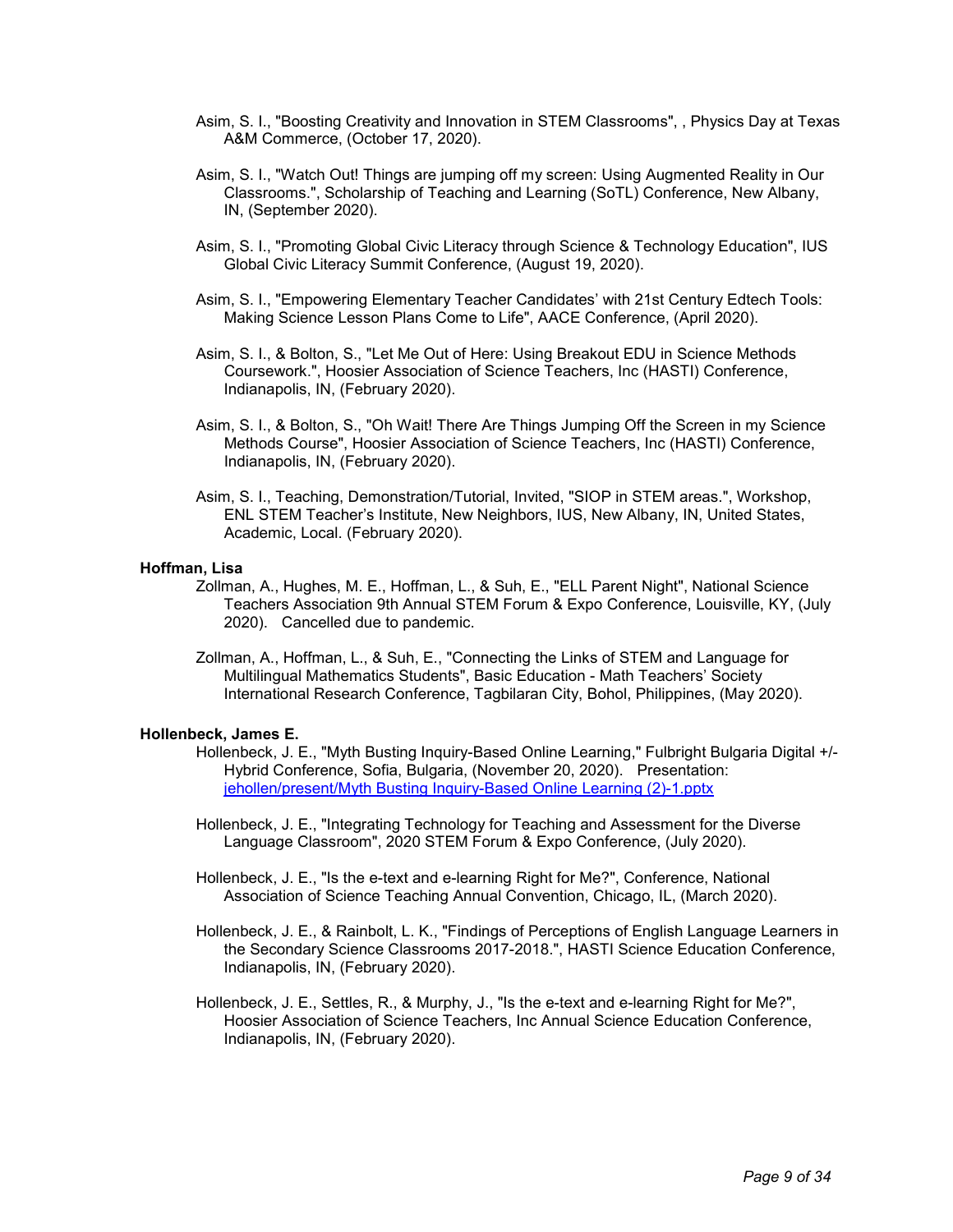Asim, S. I., "Boosting Creativity and Innovation in STEM Classrooms", , Physics Day at Texas A&M Commerce, (October 17, 2020).

Asim, S. I., "Watch Out! Things are jumping off my screen: Using Augmented Reality in Our Classrooms.", Scholarship of Teaching and Learning (SoTL) Conference, New Albany, IN, (September 2020).

Asim, S. I., "Promoting Global Civic Literacy through Science & Technology Education", IUS Global Civic Literacy Summit Conference, (August 19, 2020).

Asim, S. I., "Empowering Elementary Teacher Candidates' with 21st Century Edtech Tools: Making Science Lesson Plans Come to Life", AACE Conference, (April 2020).

Asim, S. I., & Bolton, S., "Let Me Out of Here: Using Breakout EDU in Science Methods Coursework.", Hoosier Association of Science Teachers, Inc (HASTI) Conference, Indianapolis, IN, (February 2020).

Asim, S. I., & Bolton, S., "Oh Wait! There Are Things Jumping Off the Screen in my Science Methods Course", Hoosier Association of Science Teachers, Inc (HASTI) Conference, Indianapolis, IN, (February 2020).

Asim, S. I., Teaching, Demonstration/Tutorial, Invited, "SIOP in STEM areas.", Workshop, ENL STEM Teacher's Institute, New Neighbors, IUS, New Albany, IN, United States, Academic, Local. (February 2020).

**Hoffman, Lisa**

Zollman, A., Hughes, M. E., Hoffman, L., & Suh, E., "ELL Parent Night", National Science Teachers Association 9th Annual STEM Forum & Expo Conference, Louisville, KY, (July 2020). Cancelled due to pandemic.

Zollman, A., Hoffman, L., & Suh, E., "Connecting the Links of STEM and Language for Multilingual Mathematics Students", Basic Education - Math Teachers' Society International Research Conference, Tagbilaran City, Bohol, Philippines, (May 2020).

**Hollenbeck, James E.**

Hollenbeck, J. E., "Myth Busting Inquiry-Based Online Learning," Fulbright Bulgaria Digital +/- Hybrid Conference, Sofia, Bulgaria, (November 20, 2020). Presentation: jehollen/present/Myth Busting Inquiry-Based Online Learning (2)-1.pptx

Hollenbeck, J. E., "Integrating Technology for Teaching and Assessment for the Diverse Language Classroom", 2020 STEM Forum & Expo Conference, (July 2020).

Hollenbeck, J. E., "Is the e-text and e-learning Right for Me?", Conference, National Association of Science Teaching Annual Convention, Chicago, IL, (March 2020).

Hollenbeck, J. E., & Rainbolt, L. K., "Findings of Perceptions of English Language Learners in the Secondary Science Classrooms 2017-2018.", HASTI Science Education Conference, Indianapolis, IN, (February 2020).

Hollenbeck, J. E., Settles, R., & Murphy, J., "Is the e-text and e-learning Right for Me?", Hoosier Association of Science Teachers, Inc Annual Science Education Conference, Indianapolis, IN, (February 2020).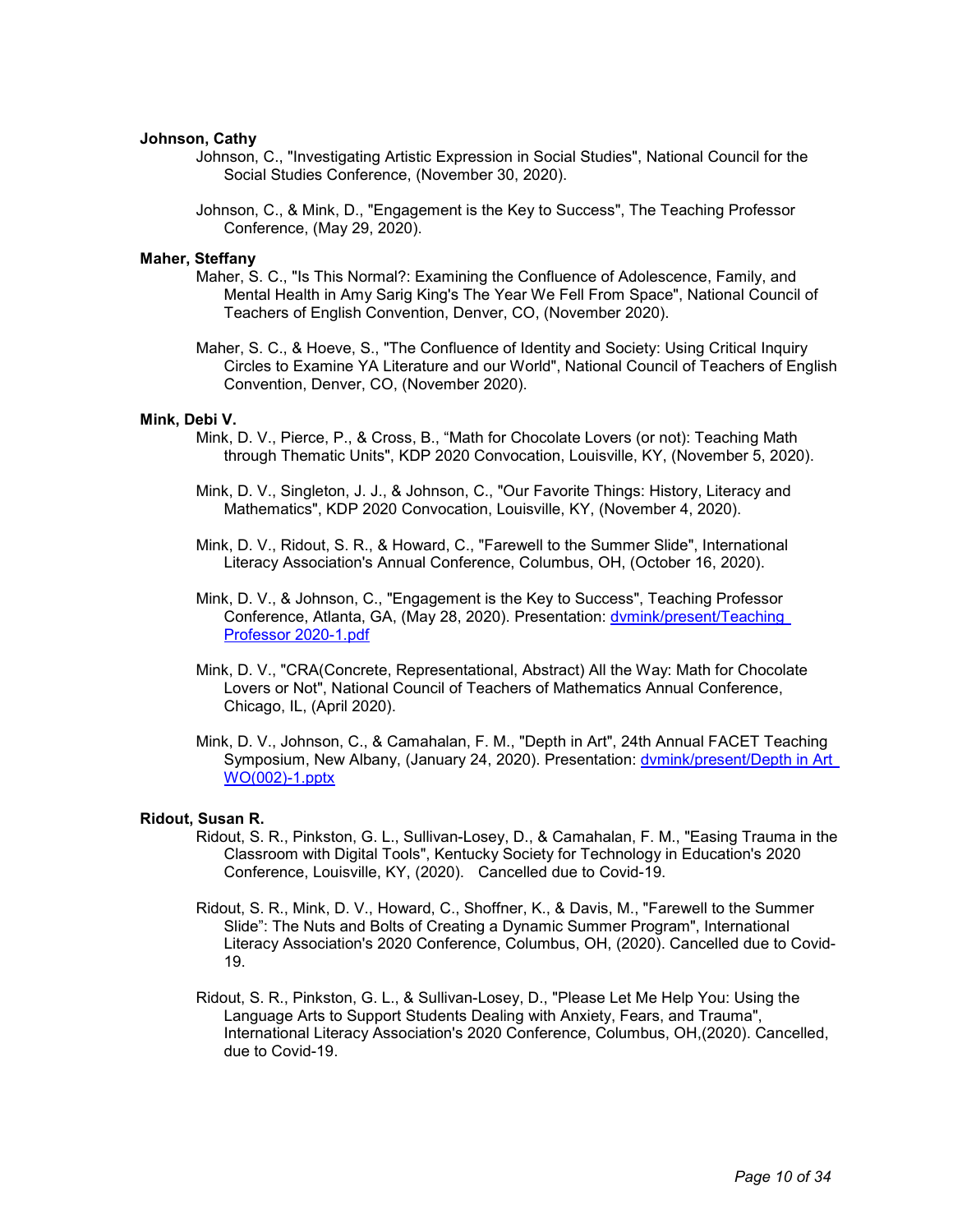**Johnson, Cathy**

Johnson, C., "Investigating Artistic Expression in Social Studies", National Council for the Social Studies Conference, (November 30, 2020).

Johnson, C., & Mink, D., "Engagement is the Key to Success", The Teaching Professor Conference, (May 29, 2020).

**Maher, Steffany**

Maher, S. C., "Is This Normal?: Examining the Confluence of Adolescence, Family, and Mental Health in Amy Sarig King's The Year We Fell From Space", National Council of Teachers of English Convention, Denver, CO, (November 2020).

Maher, S. C., & Hoeve, S., "The Confluence of Identity and Society: Using Critical Inquiry Circles to Examine YA Literature and our World", National Council of Teachers of English Convention, Denver, CO, (November 2020).

**Mink, Debi V.**

Mink, D. V., Pierce, P., & Cross, B., “Math for Chocolate Lovers (or not): Teaching Math through Thematic Units", KDP 2020 Convocation, Louisville, KY, (November 5, 2020).

Mink, D. V., Singleton, J. J., & Johnson, C., "Our Favorite Things: History, Literacy and Mathematics", KDP 2020 Convocation, Louisville, KY, (November 4, 2020).

Mink, D. V., Ridout, S. R., & Howard, C., "Farewell to the Summer Slide", International Literacy Association's Annual Conference, Columbus, OH, (October 16, 2020).

Mink, D. V., & Johnson, C., "Engagement is the Key to Success", Teaching Professor Conference, Atlanta, GA, (May 28, 2020). Presentation: dvmink/present/Teaching Professor 2020-1.pdf

Mink, D. V., "CRA(Concrete, Representational, Abstract) All the Way: Math for Chocolate Lovers or Not", National Council of Teachers of Mathematics Annual Conference, Chicago, IL, (April 2020).

Mink, D. V., Johnson, C., & Camahalan, F. M., "Depth in Art", 24th Annual FACET Teaching Symposium, New Albany, (January 24, 2020). Presentation: dvmink/present/Depth in Art WO(002)-1.pptx

**Ridout, Susan R.**

Ridout, S. R., Pinkston, G. L., Sullivan-Losey, D., & Camahalan, F. M., "Easing Trauma in the Classroom with Digital Tools", Kentucky Society for Technology in Education's 2020 Conference, Louisville, KY, (2020). Cancelled due to Covid-19.

Ridout, S. R., Mink, D. V., Howard, C., Shoffner, K., & Davis, M., "Farewell to the Summer Slide”: The Nuts and Bolts of Creating a Dynamic Summer Program", International Literacy Association's 2020 Conference, Columbus, OH, (2020). Cancelled due to Covid-19.

Ridout, S. R., Pinkston, G. L., & Sullivan-Losey, D., "Please Let Me Help You: Using the Language Arts to Support Students Dealing with Anxiety, Fears, and Trauma", International Literacy Association's 2020 Conference, Columbus, OH,(2020). Cancelled, due to Covid-19.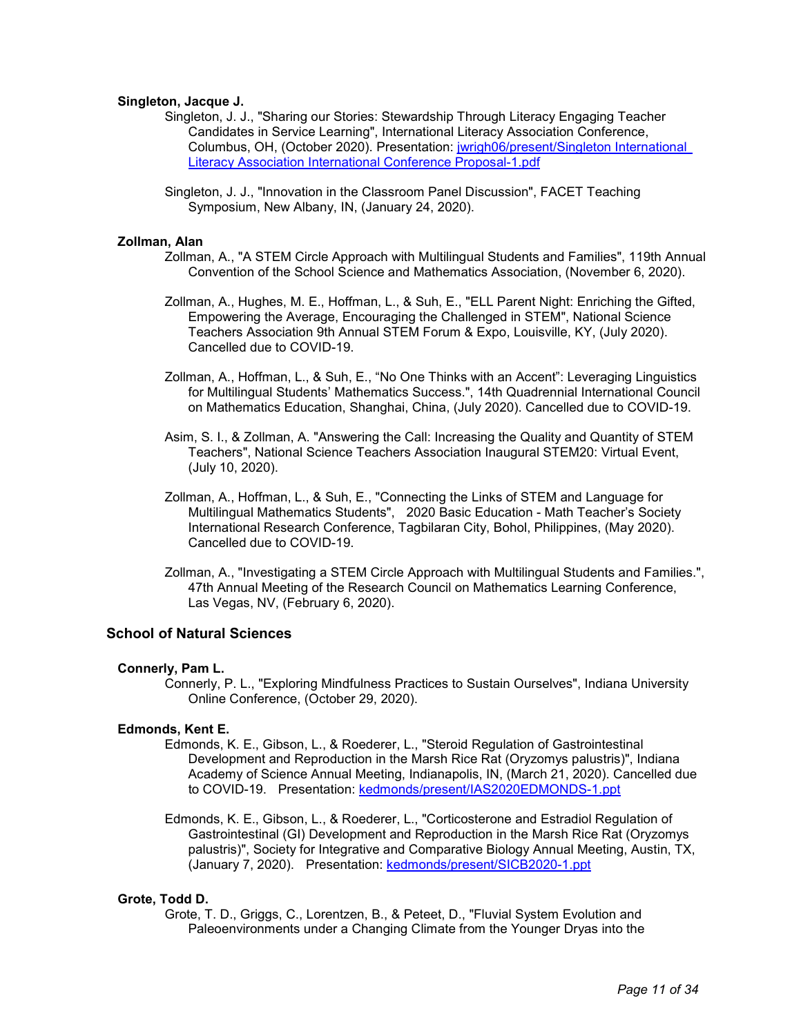**Singleton, Jacque J.**

Singleton, J. J., "Sharing our Stories: Stewardship Through Literacy Engaging Teacher Candidates in Service Learning", International Literacy Association Conference, Columbus, OH, (October 2020). Presentation: jwrigh06/present/Singleton International Literacy Association International Conference Proposal-1.pdf

Singleton, J. J., "Innovation in the Classroom Panel Discussion", FACET Teaching Symposium, New Albany, IN, (January 24, 2020).

**Zollman, Alan**

Zollman, A., "A STEM Circle Approach with Multilingual Students and Families", 119th Annual Convention of the School Science and Mathematics Association, (November 6, 2020).

Zollman, A., Hughes, M. E., Hoffman, L., & Suh, E., "ELL Parent Night: Enriching the Gifted, Empowering the Average, Encouraging the Challenged in STEM", National Science Teachers Association 9th Annual STEM Forum & Expo, Louisville, KY, (July 2020). Cancelled due to COVID-19.

Zollman, A., Hoffman, L., & Suh, E., "No One Thinks with an Accent": Leveraging Linguistics for Multilingual Students' Mathematics Success.", 14th Quadrennial International Council on Mathematics Education, Shanghai, China, (July 2020). Cancelled due to COVID-19.

Asim, S. I., & Zollman, A. "Answering the Call: Increasing the Quality and Quantity of STEM Teachers", National Science Teachers Association Inaugural STEM20: Virtual Event, (July 10, 2020).

Zollman, A., Hoffman, L., & Suh, E., "Connecting the Links of STEM and Language for Multilingual Mathematics Students", 2020 Basic Education - Math Teacher's Society International Research Conference, Tagbilaran City, Bohol, Philippines, (May 2020). Cancelled due to COVID-19.

Zollman, A., "Investigating a STEM Circle Approach with Multilingual Students and Families.", 47th Annual Meeting of the Research Council on Mathematics Learning Conference, Las Vegas, NV, (February 6, 2020).

## School of Natural Sciences

**Connerly, Pam L.**

Connerly, P. L., "Exploring Mindfulness Practices to Sustain Ourselves", Indiana University Online Conference, (October 29, 2020).

**Edmonds, Kent E.**

Edmonds, K. E., Gibson, L., & Roederer, L., "Steroid Regulation of Gastrointestinal Development and Reproduction in the Marsh Rice Rat (Oryzomys palustris)", Indiana Academy of Science Annual Meeting, Indianapolis, IN, (March 21, 2020). Cancelled due to COVID-19. Presentation: kedmonds/present/IAS2020EDMONDS-1.ppt

Edmonds, K. E., Gibson, L., & Roederer, L., "Corticosterone and Estradiol Regulation of Gastrointestinal (GI) Development and Reproduction in the Marsh Rice Rat (Oryzomys palustris)", Society for Integrative and Comparative Biology Annual Meeting, Austin, TX, (January 7, 2020). Presentation: kedmonds/present/SICB2020-1.ppt

**Grote, Todd D.**

Grote, T. D., Griggs, C., Lorentzen, B., & Peteet, D., "Fluvial System Evolution and Paleoenvironments under a Changing Climate from the Younger Dryas into the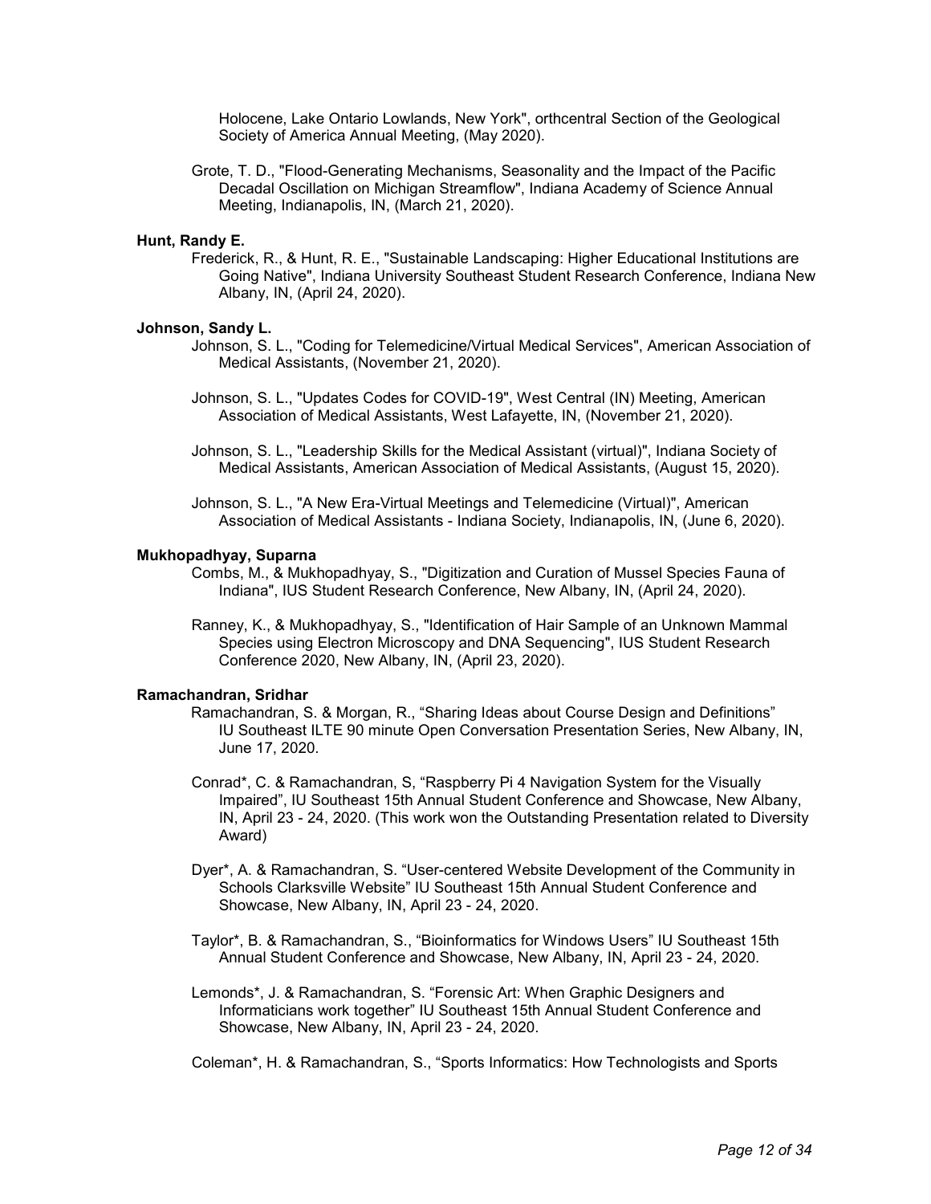Holocene, Lake Ontario Lowlands, New York", orthcentral Section of the Geological Society of America Annual Meeting, (May 2020).

Grote, T. D., "Flood-Generating Mechanisms, Seasonality and the Impact of the Pacific Decadal Oscillation on Michigan Streamflow", Indiana Academy of Science Annual Meeting, Indianapolis, IN, (March 21, 2020).

**Hunt, Randy E.**

Frederick, R., & Hunt, R. E., "Sustainable Landscaping: Higher Educational Institutions are Going Native", Indiana University Southeast Student Research Conference, Indiana New Albany, IN, (April 24, 2020).

**Johnson, Sandy L.**

Johnson, S. L., "Coding for Telemedicine/Virtual Medical Services", American Association of Medical Assistants, (November 21, 2020).

Johnson, S. L., "Updates Codes for COVID-19", West Central (IN) Meeting, American Association of Medical Assistants, West Lafayette, IN, (November 21, 2020).

Johnson, S. L., "Leadership Skills for the Medical Assistant (virtual)", Indiana Society of Medical Assistants, American Association of Medical Assistants, (August 15, 2020).

Johnson, S. L., "A New Era-Virtual Meetings and Telemedicine (Virtual)", American Association of Medical Assistants - Indiana Society, Indianapolis, IN, (June 6, 2020).

**Mukhopadhyay, Suparna**

Combs, M., & Mukhopadhyay, S., "Digitization and Curation of Mussel Species Fauna of Indiana", IUS Student Research Conference, New Albany, IN, (April 24, 2020).

Ranney, K., & Mukhopadhyay, S., "Identification of Hair Sample of an Unknown Mammal Species using Electron Microscopy and DNA Sequencing", IUS Student Research Conference 2020, New Albany, IN, (April 23, 2020).

**Ramachandran, Sridhar**

Ramachandran, S. & Morgan, R., "Sharing Ideas about Course Design and Definitions" IU Southeast ILTE 90 minute Open Conversation Presentation Series, New Albany, IN, June 17, 2020.

Conrad*, C. & Ramachandran, S, "Raspberry Pi 4 Navigation System for the Visually Impaired", IU Southeast 15th Annual Student Conference and Showcase, New Albany, IN, April 23 - 24, 2020. (This work won the Outstanding Presentation related to Diversity Award)

Dyer*, A. & Ramachandran, S. "User-centered Website Development of the Community in Schools Clarksville Website" IU Southeast 15th Annual Student Conference and Showcase, New Albany, IN, April 23 - 24, 2020.

Taylor*, B. & Ramachandran, S., "Bioinformatics for Windows Users" IU Southeast 15th Annual Student Conference and Showcase, New Albany, IN, April 23 - 24, 2020.

Lemonds*, J. & Ramachandran, S. "Forensic Art: When Graphic Designers and Informaticians work together" IU Southeast 15th Annual Student Conference and Showcase, New Albany, IN, April 23 - 24, 2020.

Coleman*, H. & Ramachandran, S., "Sports Informatics: How Technologists and Sports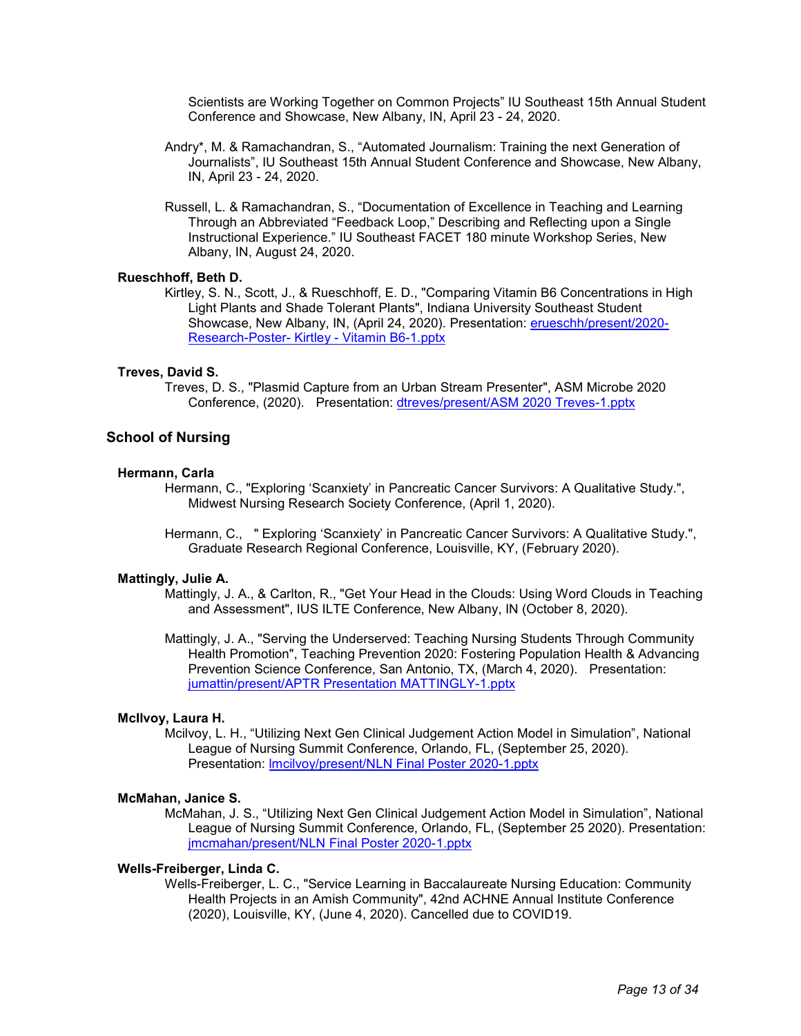Scientists are Working Together on Common Projects" IU Southeast 15th Annual Student Conference and Showcase, New Albany, IN, April 23 - 24, 2020.

Andry*, M. & Ramachandran, S., "Automated Journalism: Training the next Generation of Journalists", IU Southeast 15th Annual Student Conference and Showcase, New Albany, IN, April 23 - 24, 2020.

Russell, L. & Ramachandran, S., "Documentation of Excellence in Teaching and Learning Through an Abbreviated "Feedback Loop," Describing and Reflecting upon a Single Instructional Experience." IU Southeast FACET 180 minute Workshop Series, New Albany, IN, August 24, 2020.

**Rueschhoff, Beth D.**

Kirtley, S. N., Scott, J., & Rueschhoff, E. D., "Comparing Vitamin B6 Concentrations in High Light Plants and Shade Tolerant Plants", Indiana University Southeast Student Showcase, New Albany, IN, (April 24, 2020). Presentation: erueschh/present/2020-Research-Poster- Kirtley - Vitamin B6-1.pptx

**Treves, David S.**

Treves, D. S., "Plasmid Capture from an Urban Stream Presenter", ASM Microbe 2020 Conference, (2020). Presentation: dtreves/present/ASM 2020 Treves-1.pptx

## School of Nursing

**Hermann, Carla**

Hermann, C., "Exploring 'Scanxiety' in Pancreatic Cancer Survivors: A Qualitative Study.", Midwest Nursing Research Society Conference, (April 1, 2020).

Hermann, C., " Exploring 'Scanxiety' in Pancreatic Cancer Survivors: A Qualitative Study.", Graduate Research Regional Conference, Louisville, KY, (February 2020).

**Mattingly, Julie A.**

Mattingly, J. A., & Carlton, R., "Get Your Head in the Clouds: Using Word Clouds in Teaching and Assessment", IUS ILTE Conference, New Albany, IN (October 8, 2020).

Mattingly, J. A., "Serving the Underserved: Teaching Nursing Students Through Community Health Promotion", Teaching Prevention 2020: Fostering Population Health & Advancing Prevention Science Conference, San Antonio, TX, (March 4, 2020). Presentation: jumattin/present/APTR Presentation MATTINGLY-1.pptx

**McIlvoy, Laura H.**

Mcilvoy, L. H., "Utilizing Next Gen Clinical Judgement Action Model in Simulation", National League of Nursing Summit Conference, Orlando, FL, (September 25, 2020). Presentation: lmcilvoy/present/NLN Final Poster 2020-1.pptx

**McMahan, Janice S.**

McMahan, J. S., "Utilizing Next Gen Clinical Judgement Action Model in Simulation", National League of Nursing Summit Conference, Orlando, FL, (September 25 2020). Presentation: jmcmahan/present/NLN Final Poster 2020-1.pptx

**Wells-Freiberger, Linda C.**

Wells-Freiberger, L. C., "Service Learning in Baccalaureate Nursing Education: Community Health Projects in an Amish Community", 42nd ACHNE Annual Institute Conference (2020), Louisville, KY, (June 4, 2020). Cancelled due to COVID19.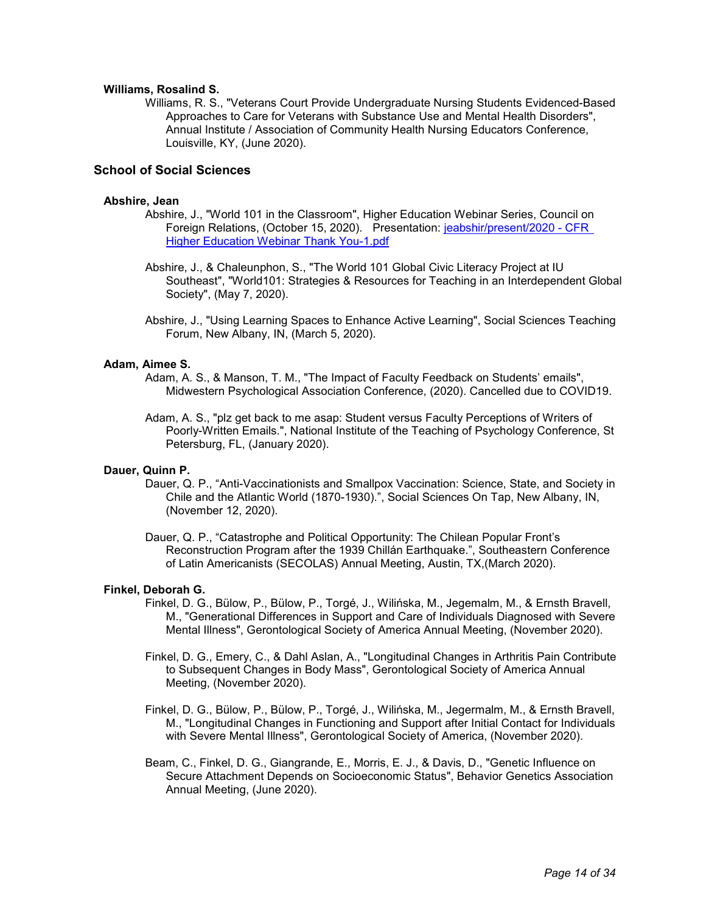**Williams, Rosalind S.**

Williams, R. S., "Veterans Court Provide Undergraduate Nursing Students Evidenced-Based Approaches to Care for Veterans with Substance Use and Mental Health Disorders", Annual Institute / Association of Community Health Nursing Educators Conference, Louisville, KY, (June 2020).

## School of Social Sciences

**Abshire, Jean**

Abshire, J., "World 101 in the Classroom", Higher Education Webinar Series, Council on Foreign Relations, (October 15, 2020). Presentation: jeabshir/present/2020 - CFR Higher Education Webinar Thank You-1.pdf

Abshire, J., & Chaleunphon, S., "The World 101 Global Civic Literacy Project at IU Southeast", "World101: Strategies & Resources for Teaching in an Interdependent Global Society", (May 7, 2020).

Abshire, J., "Using Learning Spaces to Enhance Active Learning", Social Sciences Teaching Forum, New Albany, IN, (March 5, 2020).

**Adam, Aimee S.**

Adam, A. S., & Manson, T. M., "The Impact of Faculty Feedback on Students' emails", Midwestern Psychological Association Conference, (2020). Cancelled due to COVID19.

Adam, A. S., "plz get back to me asap: Student versus Faculty Perceptions of Writers of Poorly-Written Emails.", National Institute of the Teaching of Psychology Conference, St Petersburg, FL, (January 2020).

**Dauer, Quinn P.**

Dauer, Q. P., "Anti-Vaccinationists and Smallpox Vaccination: Science, State, and Society in Chile and the Atlantic World (1870-1930).", Social Sciences On Tap, New Albany, IN, (November 12, 2020).

Dauer, Q. P., "Catastrophe and Political Opportunity: The Chilean Popular Front's Reconstruction Program after the 1939 Chillán Earthquake.", Southeastern Conference of Latin Americanists (SECOLAS) Annual Meeting, Austin, TX,(March 2020).

**Finkel, Deborah G.**

Finkel, D. G., Bülow, P., Bülow, P., Torgé, J., Wilińska, M., Jegemalm, M., & Ernsth Bravell, M., "Generational Differences in Support and Care of Individuals Diagnosed with Severe Mental Illness", Gerontological Society of America Annual Meeting, (November 2020).

Finkel, D. G., Emery, C., & Dahl Aslan, A., "Longitudinal Changes in Arthritis Pain Contribute to Subsequent Changes in Body Mass", Gerontological Society of America Annual Meeting, (November 2020).

Finkel, D. G., Bülow, P., Bülow, P., Torgé, J., Wilińska, M., Jegermalm, M., & Ernsth Bravell, M., "Longitudinal Changes in Functioning and Support after Initial Contact for Individuals with Severe Mental Illness", Gerontological Society of America, (November 2020).

Beam, C., Finkel, D. G., Giangrande, E., Morris, E. J., & Davis, D., "Genetic Influence on Secure Attachment Depends on Socioeconomic Status", Behavior Genetics Association Annual Meeting, (June 2020).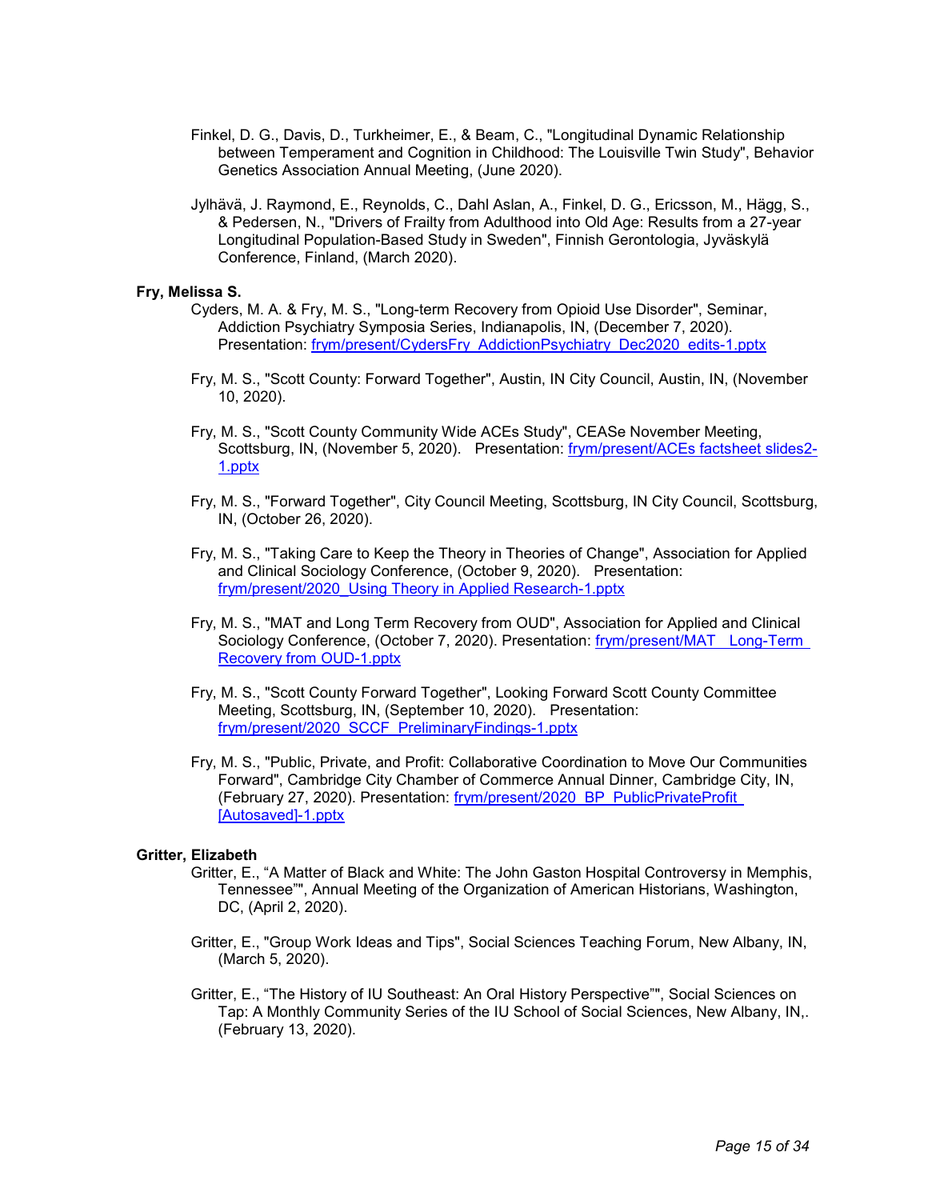Finkel, D. G., Davis, D., Turkheimer, E., & Beam, C., "Longitudinal Dynamic Relationship between Temperament and Cognition in Childhood: The Louisville Twin Study", Behavior Genetics Association Annual Meeting, (June 2020).

Jylhävä, J. Raymond, E., Reynolds, C., Dahl Aslan, A., Finkel, D. G., Ericsson, M., Hägg, S., & Pedersen, N., "Drivers of Frailty from Adulthood into Old Age: Results from a 27-year Longitudinal Population-Based Study in Sweden", Finnish Gerontologia, Jyväskylä Conference, Finland, (March 2020).

**Fry, Melissa S.**

Cyders, M. A. & Fry, M. S., "Long-term Recovery from Opioid Use Disorder", Seminar, Addiction Psychiatry Symposia Series, Indianapolis, IN, (December 7, 2020). Presentation: frym/present/CydersFry_AddictionPsychiatry_Dec2020_edits-1.pptx

Fry, M. S., "Scott County: Forward Together", Austin, IN City Council, Austin, IN, (November 10, 2020).

Fry, M. S., "Scott County Community Wide ACEs Study", CEASe November Meeting, Scottsburg, IN, (November 5, 2020). Presentation: frym/present/ACEs factsheet slides2-1.pptx

Fry, M. S., "Forward Together", City Council Meeting, Scottsburg, IN City Council, Scottsburg, IN, (October 26, 2020).

Fry, M. S., "Taking Care to Keep the Theory in Theories of Change", Association for Applied and Clinical Sociology Conference, (October 9, 2020). Presentation: frym/present/2020_Using Theory in Applied Research-1.pptx

Fry, M. S., "MAT and Long Term Recovery from OUD", Association for Applied and Clinical Sociology Conference, (October 7, 2020). Presentation: frym/present/MAT _ Long-Term Recovery from OUD-1.pptx

Fry, M. S., "Scott County Forward Together", Looking Forward Scott County Committee Meeting, Scottsburg, IN, (September 10, 2020). Presentation: frym/present/2020_SCCF_PreliminaryFindings-1.pptx

Fry, M. S., "Public, Private, and Profit: Collaborative Coordination to Move Our Communities Forward", Cambridge City Chamber of Commerce Annual Dinner, Cambridge City, IN, (February 27, 2020). Presentation: frym/present/2020_BP_PublicPrivateProfit_[Autosaved]-1.pptx

**Gritter, Elizabeth**

Gritter, E., "A Matter of Black and White: The John Gaston Hospital Controversy in Memphis, Tennessee"", Annual Meeting of the Organization of American Historians, Washington, DC, (April 2, 2020).

Gritter, E., "Group Work Ideas and Tips", Social Sciences Teaching Forum, New Albany, IN, (March 5, 2020).

Gritter, E., "The History of IU Southeast: An Oral History Perspective"", Social Sciences on Tap: A Monthly Community Series of the IU School of Social Sciences, New Albany, IN,. (February 13, 2020).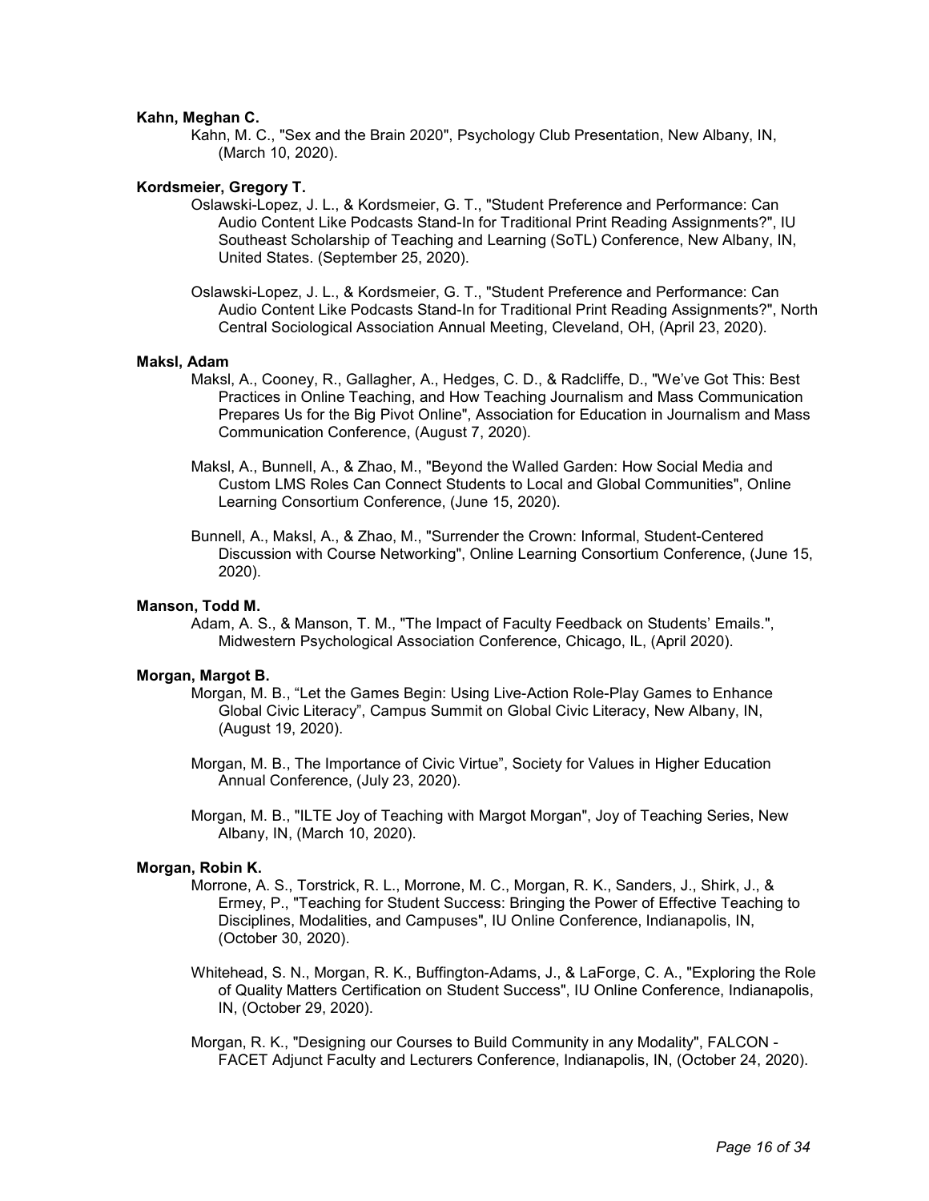**Kahn, Meghan C.**

Kahn, M. C., "Sex and the Brain 2020", Psychology Club Presentation, New Albany, IN, (March 10, 2020).

**Kordsmeier, Gregory T.**

Oslawski-Lopez, J. L., & Kordsmeier, G. T., "Student Preference and Performance: Can Audio Content Like Podcasts Stand-In for Traditional Print Reading Assignments?", IU Southeast Scholarship of Teaching and Learning (SoTL) Conference, New Albany, IN, United States. (September 25, 2020).

Oslawski-Lopez, J. L., & Kordsmeier, G. T., "Student Preference and Performance: Can Audio Content Like Podcasts Stand-In for Traditional Print Reading Assignments?", North Central Sociological Association Annual Meeting, Cleveland, OH, (April 23, 2020).

**Maksl, Adam**

Maksl, A., Cooney, R., Gallagher, A., Hedges, C. D., & Radcliffe, D., "We've Got This: Best Practices in Online Teaching, and How Teaching Journalism and Mass Communication Prepares Us for the Big Pivot Online", Association for Education in Journalism and Mass Communication Conference, (August 7, 2020).

Maksl, A., Bunnell, A., & Zhao, M., "Beyond the Walled Garden: How Social Media and Custom LMS Roles Can Connect Students to Local and Global Communities", Online Learning Consortium Conference, (June 15, 2020).

Bunnell, A., Maksl, A., & Zhao, M., "Surrender the Crown: Informal, Student-Centered Discussion with Course Networking", Online Learning Consortium Conference, (June 15, 2020).

**Manson, Todd M.**

Adam, A. S., & Manson, T. M., "The Impact of Faculty Feedback on Students' Emails.", Midwestern Psychological Association Conference, Chicago, IL, (April 2020).

**Morgan, Margot B.**

Morgan, M. B., "Let the Games Begin: Using Live-Action Role-Play Games to Enhance Global Civic Literacy", Campus Summit on Global Civic Literacy, New Albany, IN, (August 19, 2020).

Morgan, M. B., The Importance of Civic Virtue", Society for Values in Higher Education Annual Conference, (July 23, 2020).

Morgan, M. B., "ILTE Joy of Teaching with Margot Morgan", Joy of Teaching Series, New Albany, IN, (March 10, 2020).

**Morgan, Robin K.**

Morrone, A. S., Torstrick, R. L., Morrone, M. C., Morgan, R. K., Sanders, J., Shirk, J., & Ermey, P., "Teaching for Student Success: Bringing the Power of Effective Teaching to Disciplines, Modalities, and Campuses", IU Online Conference, Indianapolis, IN, (October 30, 2020).

Whitehead, S. N., Morgan, R. K., Buffington-Adams, J., & LaForge, C. A., "Exploring the Role of Quality Matters Certification on Student Success", IU Online Conference, Indianapolis, IN, (October 29, 2020).

Morgan, R. K., "Designing our Courses to Build Community in any Modality", FALCON - FACET Adjunct Faculty and Lecturers Conference, Indianapolis, IN, (October 24, 2020).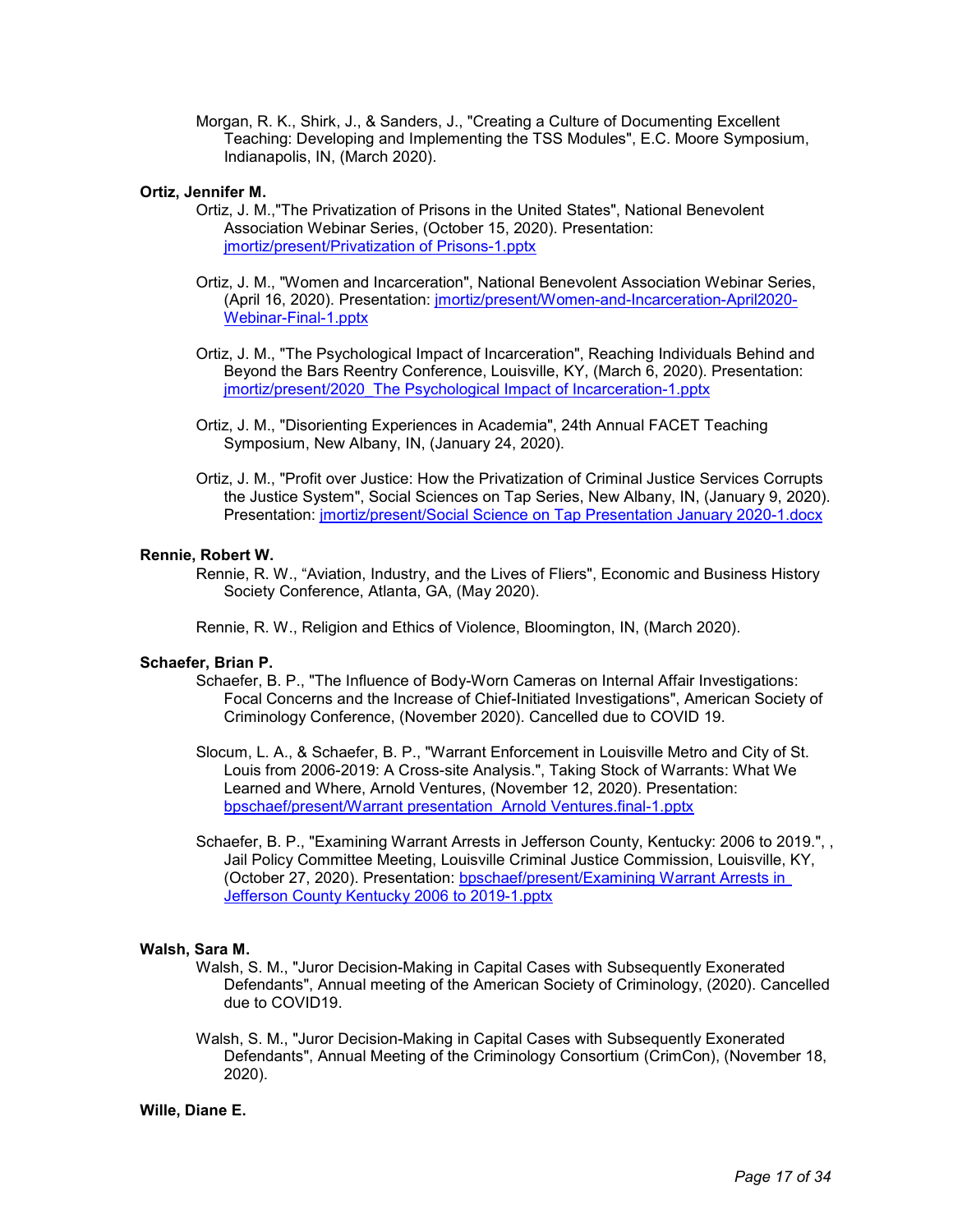Morgan, R. K., Shirk, J., & Sanders, J., "Creating a Culture of Documenting Excellent Teaching: Developing and Implementing the TSS Modules", E.C. Moore Symposium, Indianapolis, IN, (March 2020).

**Ortiz, Jennifer M.**

Ortiz, J. M.,"The Privatization of Prisons in the United States", National Benevolent Association Webinar Series, (October 15, 2020). Presentation: jmortiz/present/Privatization of Prisons-1.pptx

Ortiz, J. M., "Women and Incarceration", National Benevolent Association Webinar Series, (April 16, 2020). Presentation: jmortiz/present/Women-and-Incarceration-April2020-Webinar-Final-1.pptx

Ortiz, J. M., "The Psychological Impact of Incarceration", Reaching Individuals Behind and Beyond the Bars Reentry Conference, Louisville, KY, (March 6, 2020). Presentation: jmortiz/present/2020_The Psychological Impact of Incarceration-1.pptx

Ortiz, J. M., "Disorienting Experiences in Academia", 24th Annual FACET Teaching Symposium, New Albany, IN, (January 24, 2020).

Ortiz, J. M., "Profit over Justice: How the Privatization of Criminal Justice Services Corrupts the Justice System", Social Sciences on Tap Series, New Albany, IN, (January 9, 2020). Presentation: jmortiz/present/Social Science on Tap Presentation January 2020-1.docx

**Rennie, Robert W.**

Rennie, R. W., "Aviation, Industry, and the Lives of Fliers", Economic and Business History Society Conference, Atlanta, GA, (May 2020).

Rennie, R. W., Religion and Ethics of Violence, Bloomington, IN, (March 2020).

**Schaefer, Brian P.**

Schaefer, B. P., "The Influence of Body-Worn Cameras on Internal Affair Investigations: Focal Concerns and the Increase of Chief-Initiated Investigations", American Society of Criminology Conference, (November 2020). Cancelled due to COVID 19.

Slocum, L. A., & Schaefer, B. P., "Warrant Enforcement in Louisville Metro and City of St. Louis from 2006-2019: A Cross-site Analysis.", Taking Stock of Warrants: What We Learned and Where, Arnold Ventures, (November 12, 2020). Presentation: bpschaef/present/Warrant presentation_Arnold Ventures.final-1.pptx

Schaefer, B. P., "Examining Warrant Arrests in Jefferson County, Kentucky: 2006 to 2019.", , Jail Policy Committee Meeting, Louisville Criminal Justice Commission, Louisville, KY, (October 27, 2020). Presentation: bpschaef/present/Examining Warrant Arrests in Jefferson County Kentucky 2006 to 2019-1.pptx

**Walsh, Sara M.**

Walsh, S. M., "Juror Decision-Making in Capital Cases with Subsequently Exonerated Defendants", Annual meeting of the American Society of Criminology, (2020). Cancelled due to COVID19.

Walsh, S. M., "Juror Decision-Making in Capital Cases with Subsequently Exonerated Defendants", Annual Meeting of the Criminology Consortium (CrimCon), (November 18, 2020).

**Wille, Diane E.**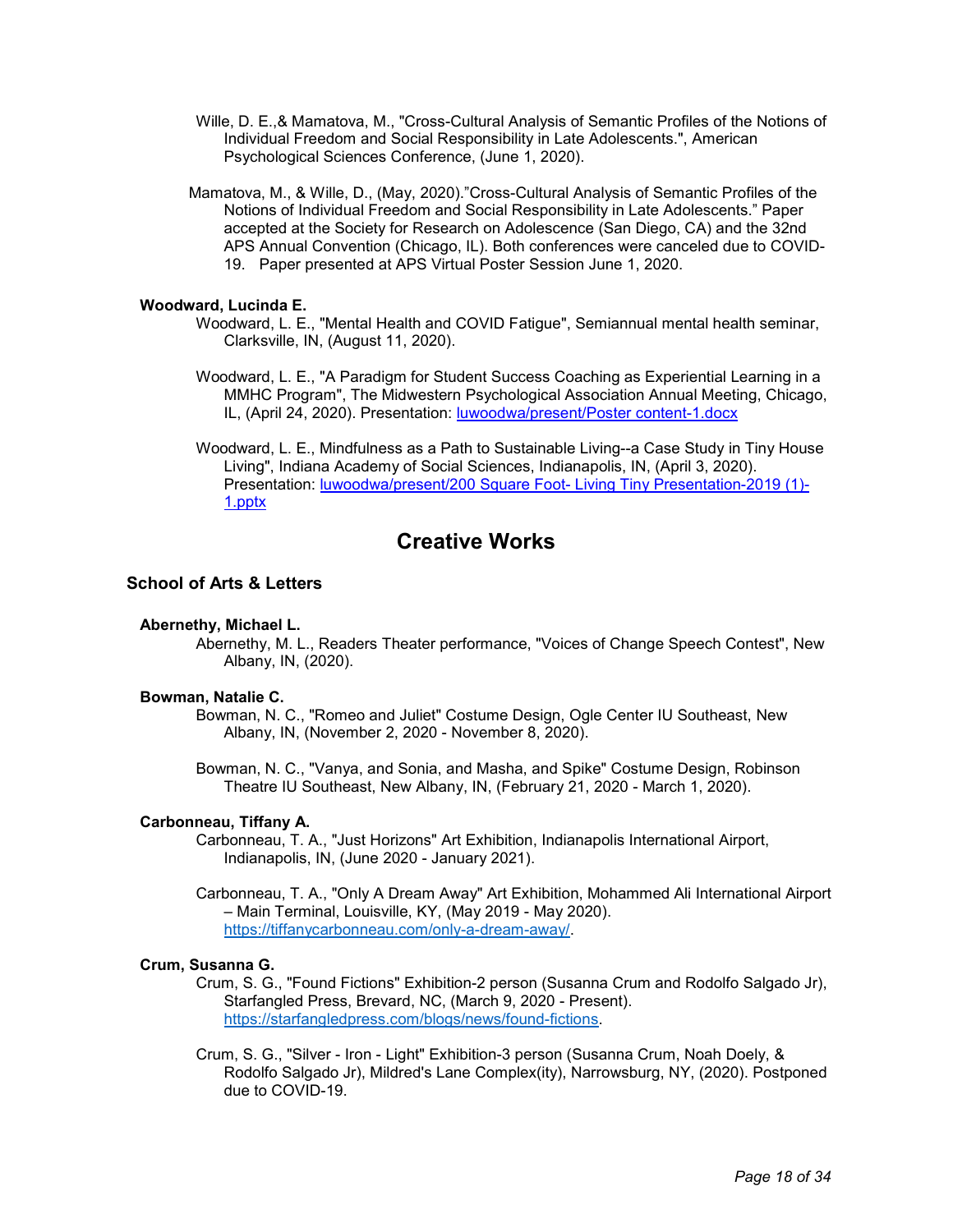Wille, D. E.,& Mamatova, M., "Cross-Cultural Analysis of Semantic Profiles of the Notions of Individual Freedom and Social Responsibility in Late Adolescents.", American Psychological Sciences Conference, (June 1, 2020).

Mamatova, M., & Wille, D., (May, 2020)."Cross-Cultural Analysis of Semantic Profiles of the Notions of Individual Freedom and Social Responsibility in Late Adolescents." Paper accepted at the Society for Research on Adolescence (San Diego, CA) and the 32nd APS Annual Convention (Chicago, IL). Both conferences were canceled due to COVID-19. Paper presented at APS Virtual Poster Session June 1, 2020.

**Woodward, Lucinda E.**

Woodward, L. E., "Mental Health and COVID Fatigue", Semiannual mental health seminar, Clarksville, IN, (August 11, 2020).

Woodward, L. E., "A Paradigm for Student Success Coaching as Experiential Learning in a MMHC Program", The Midwestern Psychological Association Annual Meeting, Chicago, IL, (April 24, 2020). Presentation: luwoodwa/present/Poster content-1.docx

Woodward, L. E., Mindfulness as a Path to Sustainable Living--a Case Study in Tiny House Living", Indiana Academy of Social Sciences, Indianapolis, IN, (April 3, 2020). Presentation: luwoodwa/present/200 Square Foot- Living Tiny Presentation-2019 (1)-1.pptx

# Creative Works

## School of Arts & Letters

**Abernethy, Michael L.**

Abernethy, M. L., Readers Theater performance, "Voices of Change Speech Contest", New Albany, IN, (2020).

**Bowman, Natalie C.**

Bowman, N. C., "Romeo and Juliet" Costume Design, Ogle Center IU Southeast, New Albany, IN, (November 2, 2020 - November 8, 2020).

Bowman, N. C., "Vanya, and Sonia, and Masha, and Spike" Costume Design, Robinson Theatre IU Southeast, New Albany, IN, (February 21, 2020 - March 1, 2020).

**Carbonneau, Tiffany A.**

Carbonneau, T. A., "Just Horizons" Art Exhibition, Indianapolis International Airport, Indianapolis, IN, (June 2020 - January 2021).

Carbonneau, T. A., "Only A Dream Away" Art Exhibition, Mohammed Ali International Airport – Main Terminal, Louisville, KY, (May 2019 - May 2020). https://tiffanycarbonneau.com/only-a-dream-away/.

**Crum, Susanna G.**

Crum, S. G., "Found Fictions" Exhibition-2 person (Susanna Crum and Rodolfo Salgado Jr), Starfangled Press, Brevard, NC, (March 9, 2020 - Present). https://starfangledpress.com/blogs/news/found-fictions.

Crum, S. G., "Silver - Iron - Light" Exhibition-3 person (Susanna Crum, Noah Doely, & Rodolfo Salgado Jr), Mildred's Lane Complex(ity), Narrowsburg, NY, (2020). Postponed due to COVID-19.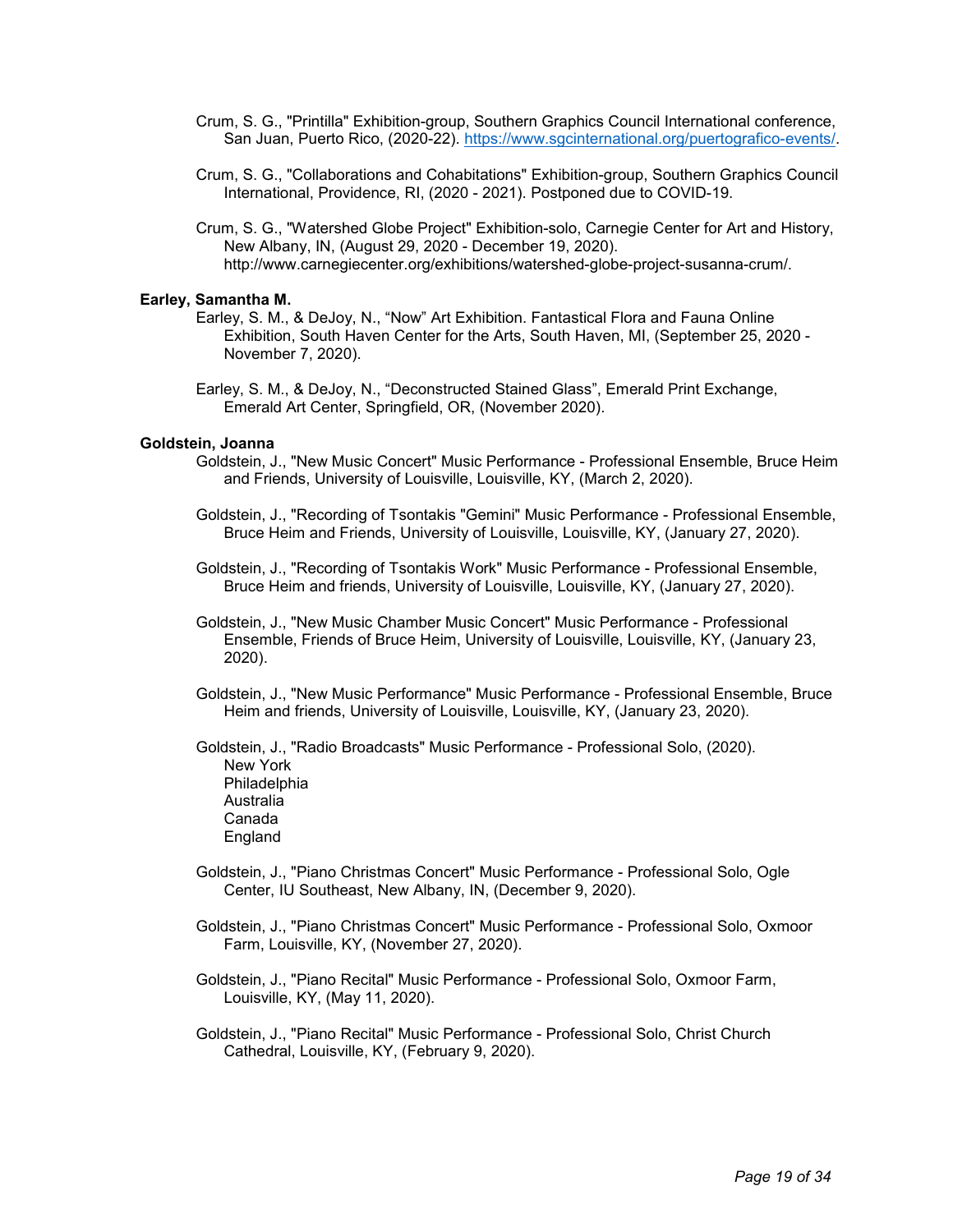Crum, S. G., "Printilla" Exhibition-group, Southern Graphics Council International conference, San Juan, Puerto Rico, (2020-22). https://www.sgcinternational.org/puertografico-events/.

Crum, S. G., "Collaborations and Cohabitations" Exhibition-group, Southern Graphics Council International, Providence, RI, (2020 - 2021). Postponed due to COVID-19.

Crum, S. G., "Watershed Globe Project" Exhibition-solo, Carnegie Center for Art and History, New Albany, IN, (August 29, 2020 - December 19, 2020). http://www.carnegiecenter.org/exhibitions/watershed-globe-project-susanna-crum/.

**Earley, Samantha M.**

Earley, S. M., & DeJoy, N., "Now" Art Exhibition. Fantastical Flora and Fauna Online Exhibition, South Haven Center for the Arts, South Haven, MI, (September 25, 2020 - November 7, 2020).

Earley, S. M., & DeJoy, N., "Deconstructed Stained Glass", Emerald Print Exchange, Emerald Art Center, Springfield, OR, (November 2020).

**Goldstein, Joanna**

Goldstein, J., "New Music Concert" Music Performance - Professional Ensemble, Bruce Heim and Friends, University of Louisville, Louisville, KY, (March 2, 2020).

Goldstein, J., "Recording of Tsontakis "Gemini" Music Performance - Professional Ensemble, Bruce Heim and Friends, University of Louisville, Louisville, KY, (January 27, 2020).

Goldstein, J., "Recording of Tsontakis Work" Music Performance - Professional Ensemble, Bruce Heim and friends, University of Louisville, Louisville, KY, (January 27, 2020).

Goldstein, J., "New Music Chamber Music Concert" Music Performance - Professional Ensemble, Friends of Bruce Heim, University of Louisville, Louisville, KY, (January 23, 2020).

Goldstein, J., "New Music Performance" Music Performance - Professional Ensemble, Bruce Heim and friends, University of Louisville, Louisville, KY, (January 23, 2020).

Goldstein, J., "Radio Broadcasts" Music Performance - Professional Solo, (2020).
New York
Philadelphia
Australia
Canada
England

Goldstein, J., "Piano Christmas Concert" Music Performance - Professional Solo, Ogle Center, IU Southeast, New Albany, IN, (December 9, 2020).

Goldstein, J., "Piano Christmas Concert" Music Performance - Professional Solo, Oxmoor Farm, Louisville, KY, (November 27, 2020).

Goldstein, J., "Piano Recital" Music Performance - Professional Solo, Oxmoor Farm, Louisville, KY, (May 11, 2020).

Goldstein, J., "Piano Recital" Music Performance - Professional Solo, Christ Church Cathedral, Louisville, KY, (February 9, 2020).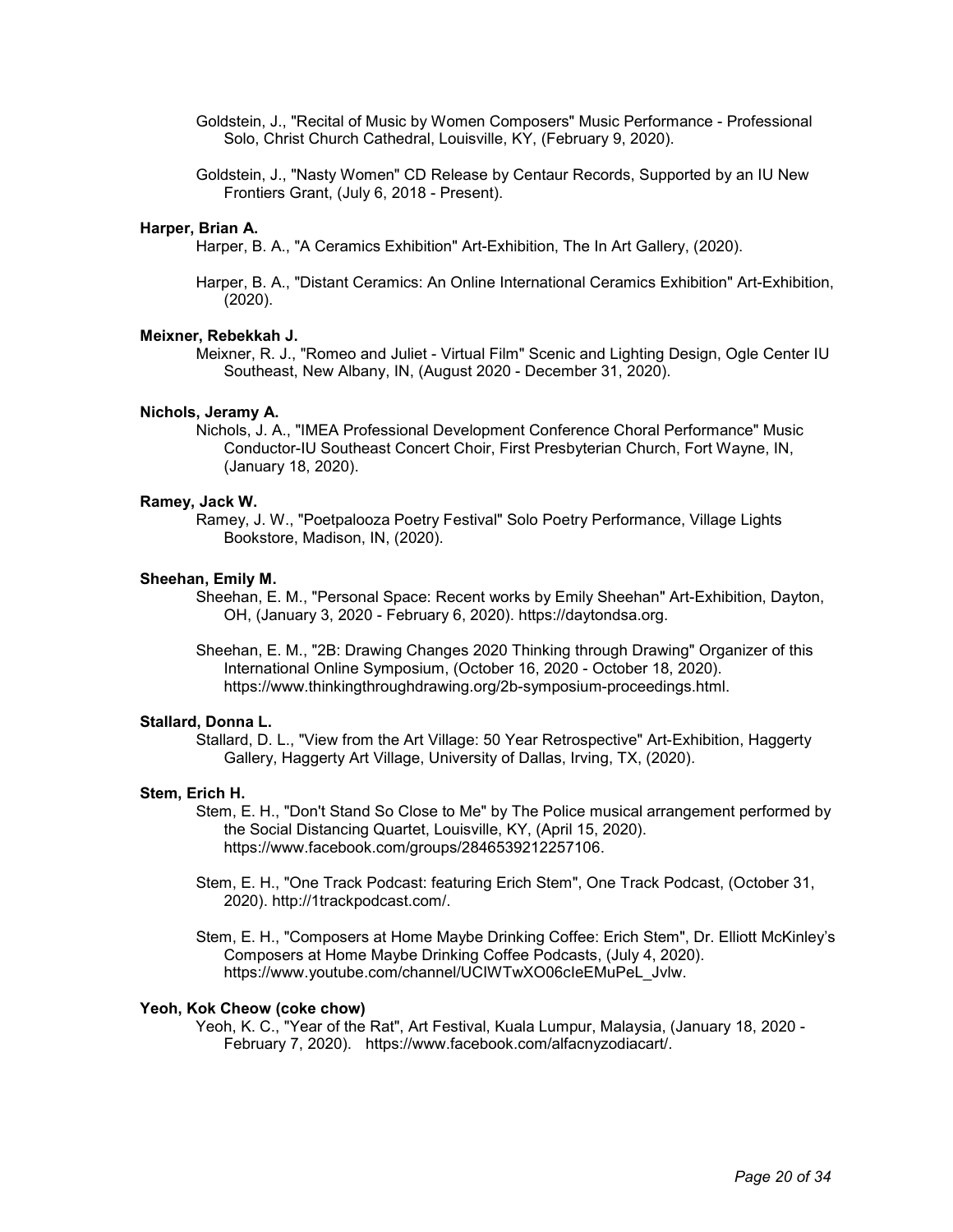Goldstein, J., "Recital of Music by Women Composers" Music Performance - Professional Solo, Christ Church Cathedral, Louisville, KY, (February 9, 2020).

Goldstein, J., "Nasty Women" CD Release by Centaur Records, Supported by an IU New Frontiers Grant, (July 6, 2018 - Present).

**Harper, Brian A.**

Harper, B. A., "A Ceramics Exhibition" Art-Exhibition, The In Art Gallery, (2020).

Harper, B. A., "Distant Ceramics: An Online International Ceramics Exhibition" Art-Exhibition, (2020).

**Meixner, Rebekkah J.**

Meixner, R. J., "Romeo and Juliet - Virtual Film" Scenic and Lighting Design, Ogle Center IU Southeast, New Albany, IN, (August 2020 - December 31, 2020).

**Nichols, Jeramy A.**

Nichols, J. A., "IMEA Professional Development Conference Choral Performance" Music Conductor-IU Southeast Concert Choir, First Presbyterian Church, Fort Wayne, IN, (January 18, 2020).

**Ramey, Jack W.**

Ramey, J. W., "Poetpalooza Poetry Festival" Solo Poetry Performance, Village Lights Bookstore, Madison, IN, (2020).

**Sheehan, Emily M.**

Sheehan, E. M., "Personal Space: Recent works by Emily Sheehan" Art-Exhibition, Dayton, OH, (January 3, 2020 - February 6, 2020). https://daytondsa.org.

Sheehan, E. M., "2B: Drawing Changes 2020 Thinking through Drawing" Organizer of this International Online Symposium, (October 16, 2020 - October 18, 2020). https://www.thinkingthroughdrawing.org/2b-symposium-proceedings.html.

**Stallard, Donna L.**

Stallard, D. L., "View from the Art Village: 50 Year Retrospective" Art-Exhibition, Haggerty Gallery, Haggerty Art Village, University of Dallas, Irving, TX, (2020).

**Stem, Erich H.**

Stem, E. H., "Don't Stand So Close to Me" by The Police musical arrangement performed by the Social Distancing Quartet, Louisville, KY, (April 15, 2020). https://www.facebook.com/groups/2846539212257106.

Stem, E. H., "One Track Podcast: featuring Erich Stem", One Track Podcast, (October 31, 2020). http://1trackpodcast.com/.

Stem, E. H., "Composers at Home Maybe Drinking Coffee: Erich Stem", Dr. Elliott McKinley's Composers at Home Maybe Drinking Coffee Podcasts, (July 4, 2020). https://www.youtube.com/channel/UClWTwXO06cIeEMuPeL_Jvlw.

**Yeoh, Kok Cheow (coke chow)**

Yeoh, K. C., "Year of the Rat", Art Festival, Kuala Lumpur, Malaysia, (January 18, 2020 - February 7, 2020). https://www.facebook.com/alfacnyzodiacart/.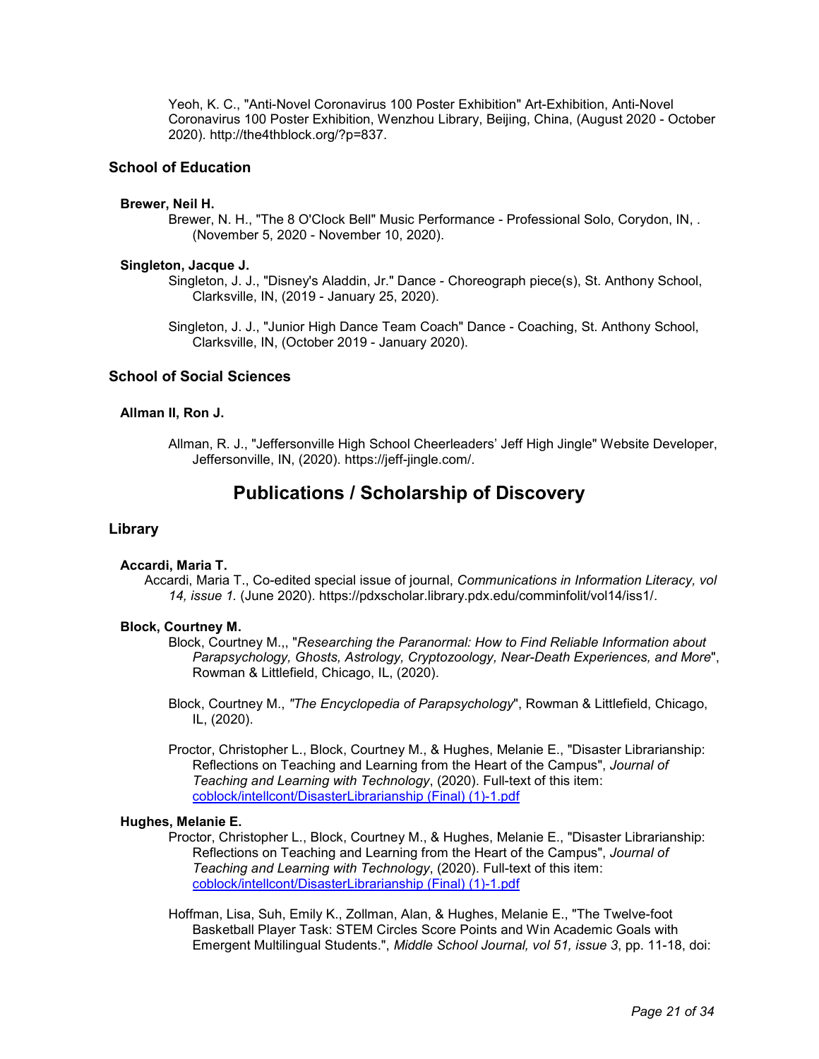Yeoh, K. C., "Anti-Novel Coronavirus 100 Poster Exhibition" Art-Exhibition, Anti-Novel Coronavirus 100 Poster Exhibition, Wenzhou Library, Beijing, China, (August 2020 - October 2020). http://the4thblock.org/?p=837.

### School of Education

#### Brewer, Neil H.

Brewer, N. H., "The 8 O'Clock Bell" Music Performance - Professional Solo, Corydon, IN, . (November 5, 2020 - November 10, 2020).

#### Singleton, Jacque J.

Singleton, J. J., "Disney's Aladdin, Jr." Dance - Choreograph piece(s), St. Anthony School, Clarksville, IN, (2019 - January 25, 2020).

Singleton, J. J., "Junior High Dance Team Coach" Dance - Coaching, St. Anthony School, Clarksville, IN, (October 2019 - January 2020).

### School of Social Sciences

#### Allman II, Ron J.

Allman, R. J., "Jeffersonville High School Cheerleaders' Jeff High Jingle" Website Developer, Jeffersonville, IN, (2020). https://jeff-jingle.com/.

## Publications / Scholarship of Discovery

### Library

#### Accardi, Maria T.

Accardi, Maria T., Co-edited special issue of journal, *Communications in Information Literacy, vol 14, issue 1.* (June 2020). https://pdxscholar.library.pdx.edu/comminfolit/vol14/iss1/.

#### Block, Courtney M.

Block, Courtney M.,, "*Researching the Paranormal: How to Find Reliable Information about Parapsychology, Ghosts, Astrology, Cryptozoology, Near-Death Experiences, and More*", Rowman & Littlefield, Chicago, IL, (2020).

Block, Courtney M., *"The Encyclopedia of Parapsychology*", Rowman & Littlefield, Chicago, IL, (2020).

Proctor, Christopher L., Block, Courtney M., & Hughes, Melanie E., "Disaster Librarianship: Reflections on Teaching and Learning from the Heart of the Campus", *Journal of Teaching and Learning with Technology*, (2020). Full-text of this item: coblock/intellcont/DisasterLibrarianship (Final) (1)-1.pdf

#### Hughes, Melanie E.

Proctor, Christopher L., Block, Courtney M., & Hughes, Melanie E., "Disaster Librarianship: Reflections on Teaching and Learning from the Heart of the Campus", *Journal of Teaching and Learning with Technology*, (2020). Full-text of this item: coblock/intellcont/DisasterLibrarianship (Final) (1)-1.pdf

Hoffman, Lisa, Suh, Emily K., Zollman, Alan, & Hughes, Melanie E., "The Twelve-foot Basketball Player Task: STEM Circles Score Points and Win Academic Goals with Emergent Multilingual Students.", *Middle School Journal, vol 51, issue 3*, pp. 11-18, doi: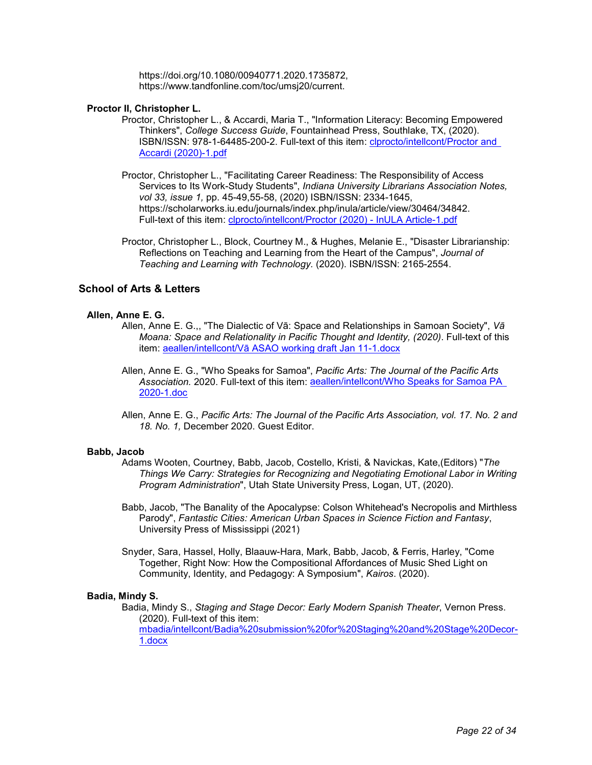https://doi.org/10.1080/00940771.2020.1735872, https://www.tandfonline.com/toc/umsj20/current.

**Proctor II, Christopher L.**

Proctor, Christopher L., & Accardi, Maria T., "Information Literacy: Becoming Empowered Thinkers", *College Success Guide*, Fountainhead Press, Southlake, TX, (2020). ISBN/ISSN: 978-1-64485-200-2. Full-text of this item: clprocto/intellcont/Proctor and Accardi (2020)-1.pdf

Proctor, Christopher L., "Facilitating Career Readiness: The Responsibility of Access Services to Its Work-Study Students", *Indiana University Librarians Association Notes, vol 33, issue 1,* pp. 45-49,55-58, (2020) ISBN/ISSN: 2334-1645, https://scholarworks.iu.edu/journals/index.php/inula/article/view/30464/34842. Full-text of this item: clprocto/intellcont/Proctor (2020) - InULA Article-1.pdf

Proctor, Christopher L., Block, Courtney M., & Hughes, Melanie E., "Disaster Librarianship: Reflections on Teaching and Learning from the Heart of the Campus", *Journal of Teaching and Learning with Technology*. (2020). ISBN/ISSN: 2165-2554.

## School of Arts & Letters

**Allen, Anne E. G.**

Allen, Anne E. G.,, "The Dialectic of Vā: Space and Relationships in Samoan Society", *Vā Moana: Space and Relationality in Pacific Thought and Identity, (2020)*. Full-text of this item: aeallen/intellcont/Vā ASAO working draft Jan 11-1.docx

Allen, Anne E. G., "Who Speaks for Samoa", *Pacific Arts: The Journal of the Pacific Arts Association.* 2020. Full-text of this item: aeallen/intellcont/Who Speaks for Samoa PA 2020-1.doc

Allen, Anne E. G., *Pacific Arts: The Journal of the Pacific Arts Association, vol. 17. No. 2 and 18. No. 1,* December 2020. Guest Editor.

**Babb, Jacob**

Adams Wooten, Courtney, Babb, Jacob, Costello, Kristi, & Navickas, Kate,(Editors) "*The Things We Carry: Strategies for Recognizing and Negotiating Emotional Labor in Writing Program Administration*", Utah State University Press, Logan, UT, (2020).

Babb, Jacob, "The Banality of the Apocalypse: Colson Whitehead's Necropolis and Mirthless Parody", *Fantastic Cities: American Urban Spaces in Science Fiction and Fantasy*, University Press of Mississippi (2021)

Snyder, Sara, Hassel, Holly, Blaauw-Hara, Mark, Babb, Jacob, & Ferris, Harley, "Come Together, Right Now: How the Compositional Affordances of Music Shed Light on Community, Identity, and Pedagogy: A Symposium", *Kairos*. (2020).

**Badia, Mindy S.**

Badia, Mindy S., *Staging and Stage Decor: Early Modern Spanish Theater*, Vernon Press. (2020). Full-text of this item: mbadia/intellcont/Badia%20submission%20for%20Staging%20and%20Stage%20Decor-1.docx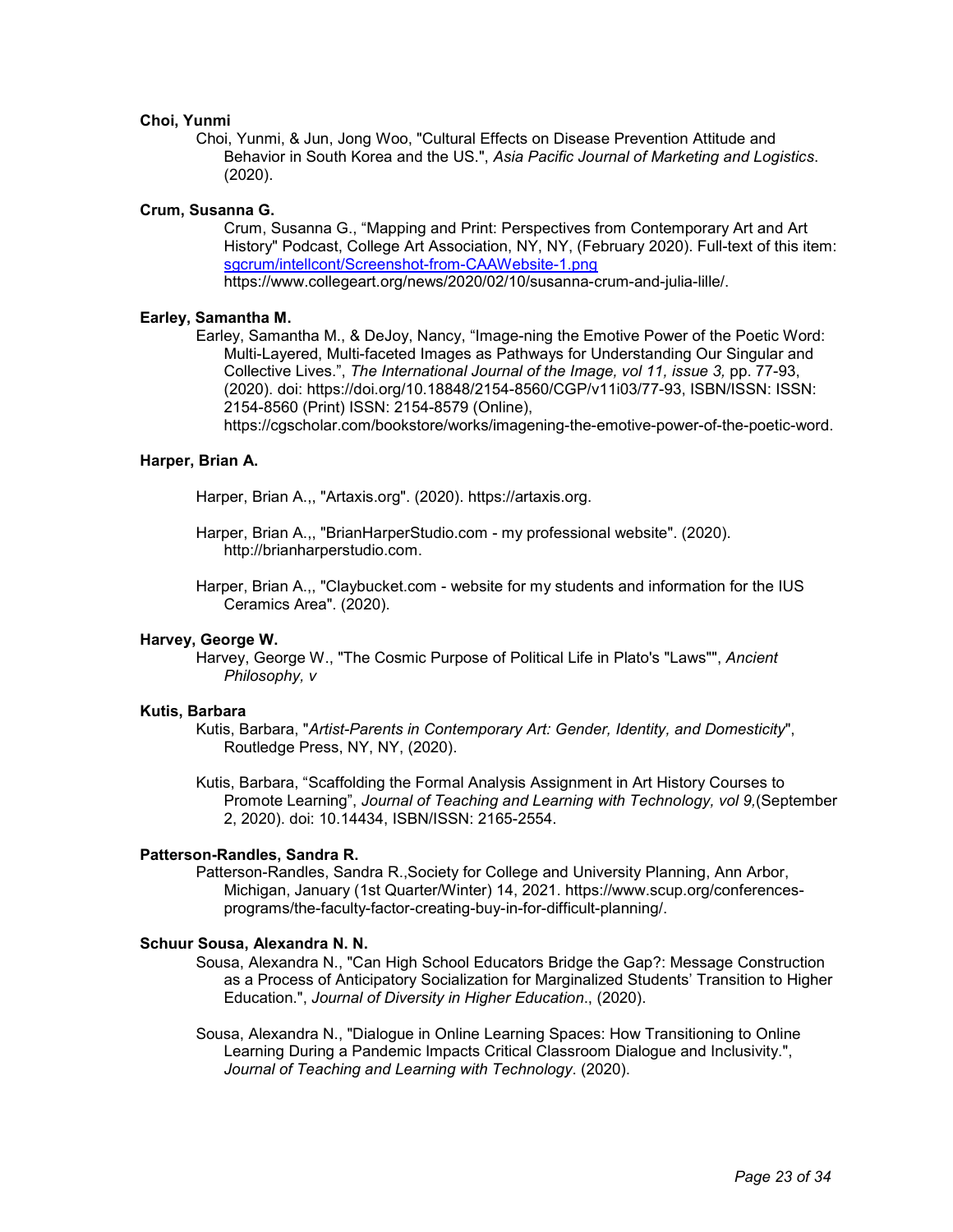**Choi, Yunmi**

Choi, Yunmi, & Jun, Jong Woo, "Cultural Effects on Disease Prevention Attitude and Behavior in South Korea and the US.", *Asia Pacific Journal of Marketing and Logistics*. (2020).

**Crum, Susanna G.**

Crum, Susanna G., "Mapping and Print: Perspectives from Contemporary Art and Art History" Podcast, College Art Association, NY, NY, (February 2020). Full-text of this item: [sgcrum/intellcont/Screenshot-from-CAAWebsite-1.png](sgcrum/intellcont/Screenshot-from-CAAWebsite-1.png) https://www.collegeart.org/news/2020/02/10/susanna-crum-and-julia-lille/.

**Earley, Samantha M.**

Earley, Samantha M., & DeJoy, Nancy, "Image-ning the Emotive Power of the Poetic Word: Multi-Layered, Multi-faceted Images as Pathways for Understanding Our Singular and Collective Lives.", *The International Journal of the Image, vol 11, issue 3,* pp. 77-93, (2020). doi: https://doi.org/10.18848/2154-8560/CGP/v11i03/77-93, ISBN/ISSN: ISSN: 2154-8560 (Print) ISSN: 2154-8579 (Online), https://cgscholar.com/bookstore/works/imagening-the-emotive-power-of-the-poetic-word.

**Harper, Brian A.**

Harper, Brian A.,, "Artaxis.org". (2020). https://artaxis.org.

Harper, Brian A.,, "BrianHarperStudio.com - my professional website". (2020). http://brianharperstudio.com.

Harper, Brian A.,, "Claybucket.com - website for my students and information for the IUS Ceramics Area". (2020).

**Harvey, George W.**

Harvey, George W., "The Cosmic Purpose of Political Life in Plato's "Laws"", *Ancient Philosophy, v*

**Kutis, Barbara**

Kutis, Barbara, "*Artist-Parents in Contemporary Art: Gender, Identity, and Domesticity*", Routledge Press, NY, NY, (2020).

Kutis, Barbara, "Scaffolding the Formal Analysis Assignment in Art History Courses to Promote Learning", *Journal of Teaching and Learning with Technology, vol 9,*(September 2, 2020). doi: 10.14434, ISBN/ISSN: 2165-2554.

**Patterson-Randles, Sandra R.**

Patterson-Randles, Sandra R.,Society for College and University Planning, Ann Arbor, Michigan, January (1st Quarter/Winter) 14, 2021. https://www.scup.org/conferences-programs/the-faculty-factor-creating-buy-in-for-difficult-planning/.

**Schuur Sousa, Alexandra N. N.**

Sousa, Alexandra N., "Can High School Educators Bridge the Gap?: Message Construction as a Process of Anticipatory Socialization for Marginalized Students' Transition to Higher Education.", *Journal of Diversity in Higher Education*., (2020).

Sousa, Alexandra N., "Dialogue in Online Learning Spaces: How Transitioning to Online Learning During a Pandemic Impacts Critical Classroom Dialogue and Inclusivity.", *Journal of Teaching and Learning with Technology*. (2020).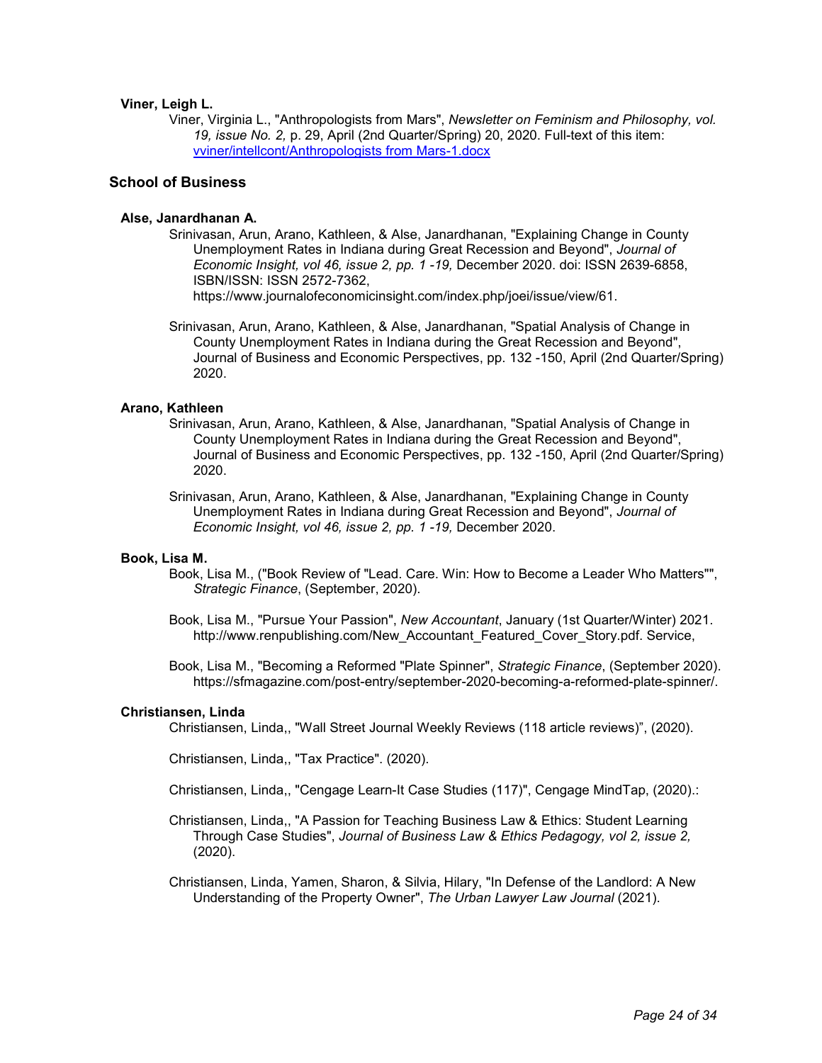**Viner, Leigh L.**

Viner, Virginia L., "Anthropologists from Mars", *Newsletter on Feminism and Philosophy, vol. 19, issue No. 2,* p. 29, April (2nd Quarter/Spring) 20, 2020. Full-text of this item: [vviner/intellcont/Anthropologists from Mars-1.docx](vviner/intellcont/Anthropologists from Mars-1.docx)

## School of Business

**Alse, Janardhanan A.**

Srinivasan, Arun, Arano, Kathleen, & Alse, Janardhanan, "Explaining Change in County Unemployment Rates in Indiana during Great Recession and Beyond", *Journal of Economic Insight, vol 46, issue 2, pp. 1 -19,* December 2020. doi: ISSN 2639-6858, ISBN/ISSN: ISSN 2572-7362, https://www.journalofeconomicinsight.com/index.php/joei/issue/view/61.

Srinivasan, Arun, Arano, Kathleen, & Alse, Janardhanan, "Spatial Analysis of Change in County Unemployment Rates in Indiana during the Great Recession and Beyond", Journal of Business and Economic Perspectives, pp. 132 -150, April (2nd Quarter/Spring) 2020.

**Arano, Kathleen**

Srinivasan, Arun, Arano, Kathleen, & Alse, Janardhanan, "Spatial Analysis of Change in County Unemployment Rates in Indiana during the Great Recession and Beyond", Journal of Business and Economic Perspectives, pp. 132 -150, April (2nd Quarter/Spring) 2020.

Srinivasan, Arun, Arano, Kathleen, & Alse, Janardhanan, "Explaining Change in County Unemployment Rates in Indiana during Great Recession and Beyond", *Journal of Economic Insight, vol 46, issue 2, pp. 1 -19,* December 2020.

**Book, Lisa M.**

Book, Lisa M., ("Book Review of "Lead. Care. Win: How to Become a Leader Who Matters"", *Strategic Finance*, (September, 2020).

Book, Lisa M., "Pursue Your Passion", *New Accountant*, January (1st Quarter/Winter) 2021. http://www.renpublishing.com/New_Accountant_Featured_Cover_Story.pdf. Service,

Book, Lisa M., "Becoming a Reformed "Plate Spinner", *Strategic Finance*, (September 2020). https://sfmagazine.com/post-entry/september-2020-becoming-a-reformed-plate-spinner/.

**Christiansen, Linda**

Christiansen, Linda,, "Wall Street Journal Weekly Reviews (118 article reviews)", (2020).

Christiansen, Linda,, "Tax Practice". (2020).

Christiansen, Linda,, "Cengage Learn-It Case Studies (117)", Cengage MindTap, (2020).:

Christiansen, Linda,, "A Passion for Teaching Business Law & Ethics: Student Learning Through Case Studies", *Journal of Business Law & Ethics Pedagogy, vol 2, issue 2,* (2020).

Christiansen, Linda, Yamen, Sharon, & Silvia, Hilary, "In Defense of the Landlord: A New Understanding of the Property Owner", *The Urban Lawyer Law Journal* (2021).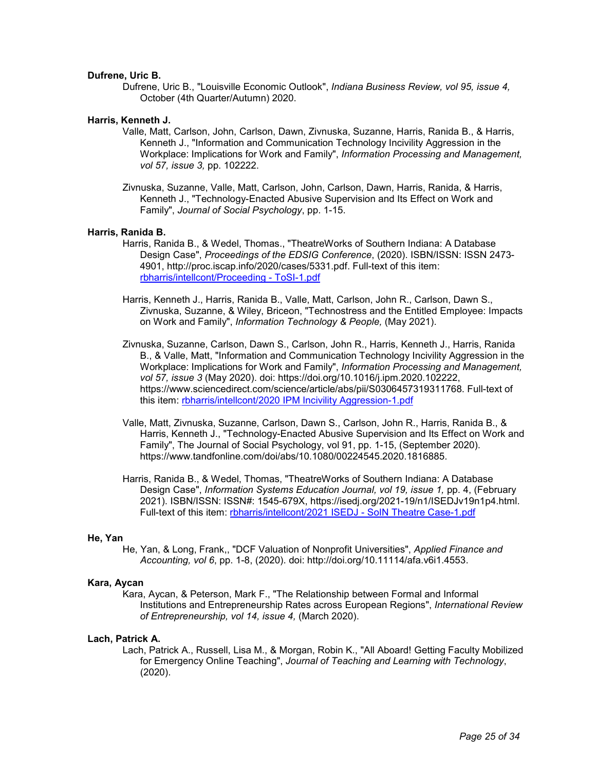**Dufrene, Uric B.**

Dufrene, Uric B., "Louisville Economic Outlook", *Indiana Business Review, vol 95, issue 4,* October (4th Quarter/Autumn) 2020.

**Harris, Kenneth J.**

Valle, Matt, Carlson, John, Carlson, Dawn, Zivnuska, Suzanne, Harris, Ranida B., & Harris, Kenneth J., "Information and Communication Technology Incivility Aggression in the Workplace: Implications for Work and Family", *Information Processing and Management, vol 57, issue 3,* pp. 102222.

Zivnuska, Suzanne, Valle, Matt, Carlson, John, Carlson, Dawn, Harris, Ranida, & Harris, Kenneth J., "Technology-Enacted Abusive Supervision and Its Effect on Work and Family", *Journal of Social Psychology*, pp. 1-15.

**Harris, Ranida B.**

Harris, Ranida B., & Wedel, Thomas., "TheatreWorks of Southern Indiana: A Database Design Case", *Proceedings of the EDSIG Conference*, (2020). ISBN/ISSN: ISSN 2473-4901, http://proc.iscap.info/2020/cases/5331.pdf. Full-text of this item: rbharris/intellcont/Proceeding - ToSI-1.pdf

Harris, Kenneth J., Harris, Ranida B., Valle, Matt, Carlson, John R., Carlson, Dawn S., Zivnuska, Suzanne, & Wiley, Briceon, "Technostress and the Entitled Employee: Impacts on Work and Family", *Information Technology & People,* (May 2021).

Zivnuska, Suzanne, Carlson, Dawn S., Carlson, John R., Harris, Kenneth J., Harris, Ranida B., & Valle, Matt, "Information and Communication Technology Incivility Aggression in the Workplace: Implications for Work and Family", *Information Processing and Management, vol 57, issue 3* (May 2020). doi: https://doi.org/10.1016/j.ipm.2020.102222, https://www.sciencedirect.com/science/article/abs/pii/S0306457319311768. Full-text of this item: rbharris/intellcont/2020 IPM Incivility Aggression-1.pdf

Valle, Matt, Zivnuska, Suzanne, Carlson, Dawn S., Carlson, John R., Harris, Ranida B., & Harris, Kenneth J., "Technology-Enacted Abusive Supervision and Its Effect on Work and Family", The Journal of Social Psychology, vol 91, pp. 1-15, (September 2020). https://www.tandfonline.com/doi/abs/10.1080/00224545.2020.1816885.

Harris, Ranida B., & Wedel, Thomas, "TheatreWorks of Southern Indiana: A Database Design Case", *Information Systems Education Journal, vol 19, issue 1,* pp. 4, (February 2021). ISBN/ISSN: ISSN#: 1545-679X, https://isedj.org/2021-19/n1/ISEDJv19n1p4.html. Full-text of this item: rbharris/intellcont/2021 ISEDJ - SoIN Theatre Case-1.pdf

**He, Yan**

He, Yan, & Long, Frank,, "DCF Valuation of Nonprofit Universities", *Applied Finance and Accounting, vol 6*, pp. 1-8, (2020). doi: http://doi.org/10.11114/afa.v6i1.4553.

**Kara, Aycan**

Kara, Aycan, & Peterson, Mark F., "The Relationship between Formal and Informal Institutions and Entrepreneurship Rates across European Regions", *International Review of Entrepreneurship, vol 14, issue 4,* (March 2020).

**Lach, Patrick A.**

Lach, Patrick A., Russell, Lisa M., & Morgan, Robin K., "All Aboard! Getting Faculty Mobilized for Emergency Online Teaching", *Journal of Teaching and Learning with Technology*, (2020).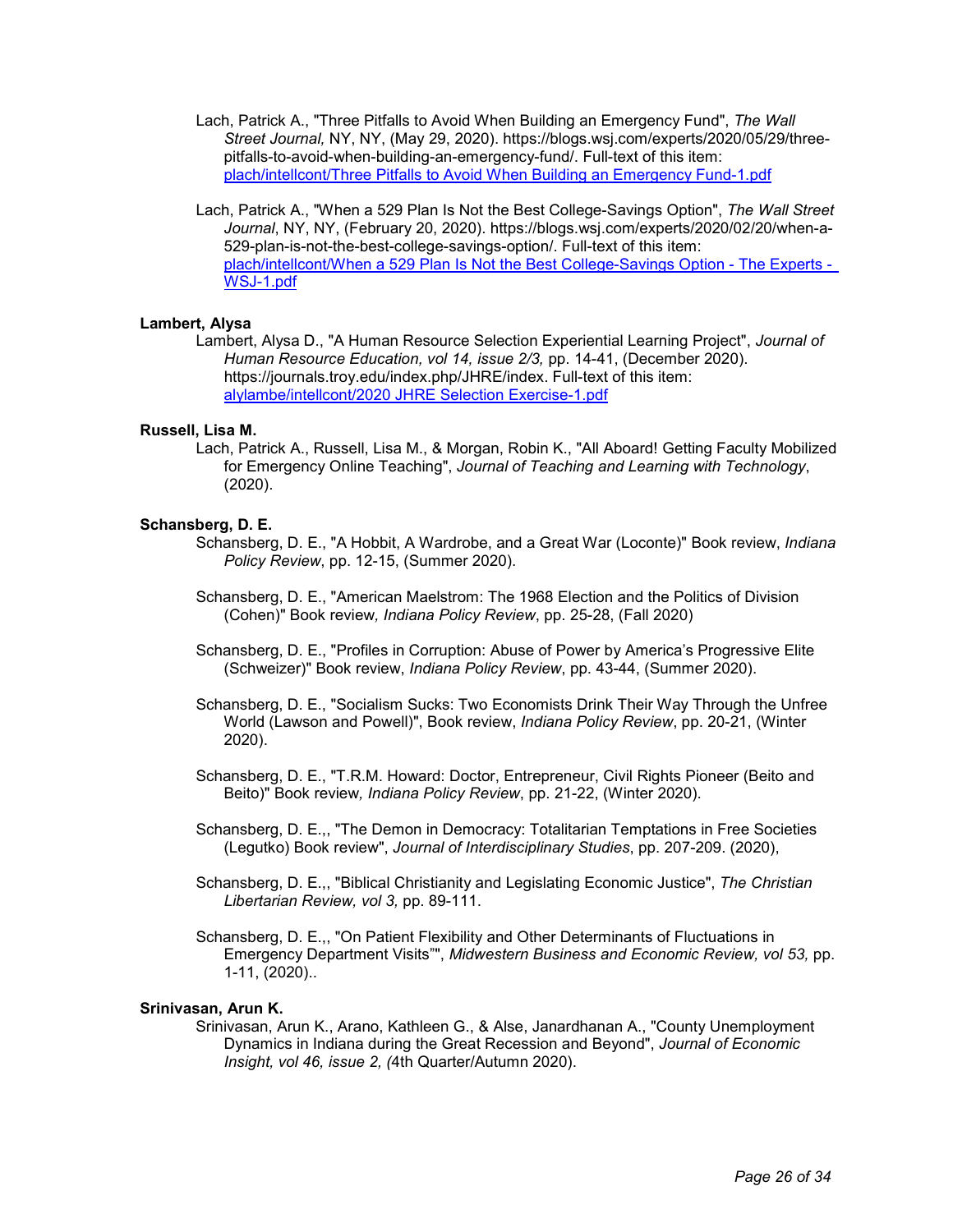Lach, Patrick A., "Three Pitfalls to Avoid When Building an Emergency Fund", *The Wall Street Journal,* NY, NY, (May 29, 2020). https://blogs.wsj.com/experts/2020/05/29/three-pitfalls-to-avoid-when-building-an-emergency-fund/. Full-text of this item: [plach/intellcont/Three Pitfalls to Avoid When Building an Emergency Fund-1.pdf](plach/intellcont/Three Pitfalls to Avoid When Building an Emergency Fund-1.pdf)

Lach, Patrick A., "When a 529 Plan Is Not the Best College-Savings Option", *The Wall Street Journal*, NY, NY, (February 20, 2020). https://blogs.wsj.com/experts/2020/02/20/when-a-529-plan-is-not-the-best-college-savings-option/. Full-text of this item: [plach/intellcont/When a 529 Plan Is Not the Best College-Savings Option - The Experts - WSJ-1.pdf](plach/intellcont/When a 529 Plan Is Not the Best College-Savings Option - The Experts - WSJ-1.pdf)

**Lambert, Alysa**

Lambert, Alysa D., "A Human Resource Selection Experiential Learning Project", *Journal of Human Resource Education, vol 14, issue 2/3,* pp. 14-41, (December 2020). https://journals.troy.edu/index.php/JHRE/index. Full-text of this item: [alylambe/intellcont/2020 JHRE Selection Exercise-1.pdf](alylambe/intellcont/2020 JHRE Selection Exercise-1.pdf)

**Russell, Lisa M.**

Lach, Patrick A., Russell, Lisa M., & Morgan, Robin K., "All Aboard! Getting Faculty Mobilized for Emergency Online Teaching", *Journal of Teaching and Learning with Technology*, (2020).

**Schansberg, D. E.**

Schansberg, D. E., "A Hobbit, A Wardrobe, and a Great War (Loconte)" Book review, *Indiana Policy Review*, pp. 12-15, (Summer 2020).

Schansberg, D. E., "American Maelstrom: The 1968 Election and the Politics of Division (Cohen)" Book review*, Indiana Policy Review*, pp. 25-28, (Fall 2020)

Schansberg, D. E., "Profiles in Corruption: Abuse of Power by America's Progressive Elite (Schweizer)" Book review, *Indiana Policy Review*, pp. 43-44, (Summer 2020).

Schansberg, D. E., "Socialism Sucks: Two Economists Drink Their Way Through the Unfree World (Lawson and Powell)", Book review, *Indiana Policy Review*, pp. 20-21, (Winter 2020).

Schansberg, D. E., "T.R.M. Howard: Doctor, Entrepreneur, Civil Rights Pioneer (Beito and Beito)" Book review*, Indiana Policy Review*, pp. 21-22, (Winter 2020).

Schansberg, D. E.,, "The Demon in Democracy: Totalitarian Temptations in Free Societies (Legutko) Book review", *Journal of Interdisciplinary Studies*, pp. 207-209. (2020),

Schansberg, D. E.,, "Biblical Christianity and Legislating Economic Justice", *The Christian Libertarian Review, vol 3,* pp. 89-111.

Schansberg, D. E.,, "On Patient Flexibility and Other Determinants of Fluctuations in Emergency Department Visits"", *Midwestern Business and Economic Review, vol 53,* pp. 1-11, (2020)..

**Srinivasan, Arun K.**

Srinivasan, Arun K., Arano, Kathleen G., & Alse, Janardhanan A., "County Unemployment Dynamics in Indiana during the Great Recession and Beyond", *Journal of Economic Insight, vol 46, issue 2, (*4th Quarter/Autumn 2020).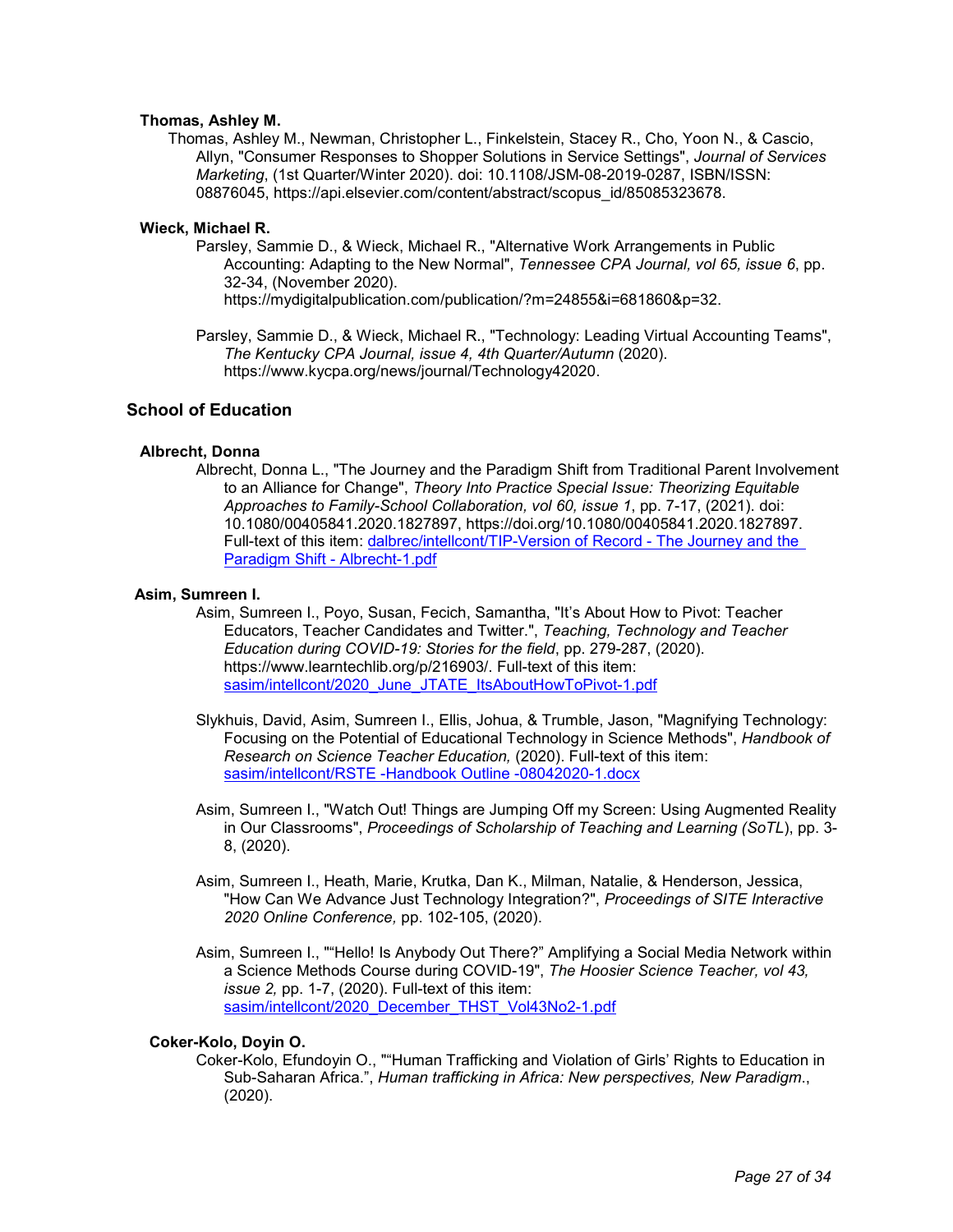**Thomas, Ashley M.**

Thomas, Ashley M., Newman, Christopher L., Finkelstein, Stacey R., Cho, Yoon N., & Cascio, Allyn, "Consumer Responses to Shopper Solutions in Service Settings", *Journal of Services Marketing*, (1st Quarter/Winter 2020). doi: 10.1108/JSM-08-2019-0287, ISBN/ISSN: 08876045, https://api.elsevier.com/content/abstract/scopus_id/85085323678.

**Wieck, Michael R.**

Parsley, Sammie D., & Wieck, Michael R., "Alternative Work Arrangements in Public Accounting: Adapting to the New Normal", *Tennessee CPA Journal, vol 65, issue 6*, pp. 32-34, (November 2020). https://mydigitalpublication.com/publication/?m=24855&i=681860&p=32.

Parsley, Sammie D., & Wieck, Michael R., "Technology: Leading Virtual Accounting Teams", *The Kentucky CPA Journal, issue 4, 4th Quarter/Autumn* (2020). https://www.kycpa.org/news/journal/Technology42020.

## School of Education

**Albrecht, Donna**

Albrecht, Donna L., "The Journey and the Paradigm Shift from Traditional Parent Involvement to an Alliance for Change", *Theory Into Practice Special Issue: Theorizing Equitable Approaches to Family-School Collaboration, vol 60, issue 1*, pp. 7-17, (2021). doi: 10.1080/00405841.2020.1827897, https://doi.org/10.1080/00405841.2020.1827897. Full-text of this item: dalbrec/intellcont/TIP-Version of Record - The Journey and the Paradigm Shift - Albrecht-1.pdf

**Asim, Sumreen I.**

Asim, Sumreen I., Poyo, Susan, Fecich, Samantha, "It's About How to Pivot: Teacher Educators, Teacher Candidates and Twitter.", *Teaching, Technology and Teacher Education during COVID-19: Stories for the field*, pp. 279-287, (2020). https://www.learntechlib.org/p/216903/. Full-text of this item: sasim/intellcont/2020_June_JTATE_ItsAboutHowToPivot-1.pdf

Slykhuis, David, Asim, Sumreen I., Ellis, Johua, & Trumble, Jason, "Magnifying Technology: Focusing on the Potential of Educational Technology in Science Methods", *Handbook of Research on Science Teacher Education,* (2020). Full-text of this item: sasim/intellcont/RSTE -Handbook Outline -08042020-1.docx

Asim, Sumreen I., "Watch Out! Things are Jumping Off my Screen: Using Augmented Reality in Our Classrooms", *Proceedings of Scholarship of Teaching and Learning (SoTL*), pp. 3-8, (2020).

Asim, Sumreen I., Heath, Marie, Krutka, Dan K., Milman, Natalie, & Henderson, Jessica, "How Can We Advance Just Technology Integration?", *Proceedings of SITE Interactive 2020 Online Conference,* pp. 102-105, (2020).

Asim, Sumreen I., ""Hello! Is Anybody Out There?" Amplifying a Social Media Network within a Science Methods Course during COVID-19", *The Hoosier Science Teacher, vol 43, issue 2,* pp. 1-7, (2020). Full-text of this item: sasim/intellcont/2020_December_THST_Vol43No2-1.pdf

**Coker-Kolo, Doyin O.**

Coker-Kolo, Efundoyin O., ""Human Trafficking and Violation of Girls' Rights to Education in Sub-Saharan Africa.", *Human trafficking in Africa: New perspectives, New Paradigm*., (2020).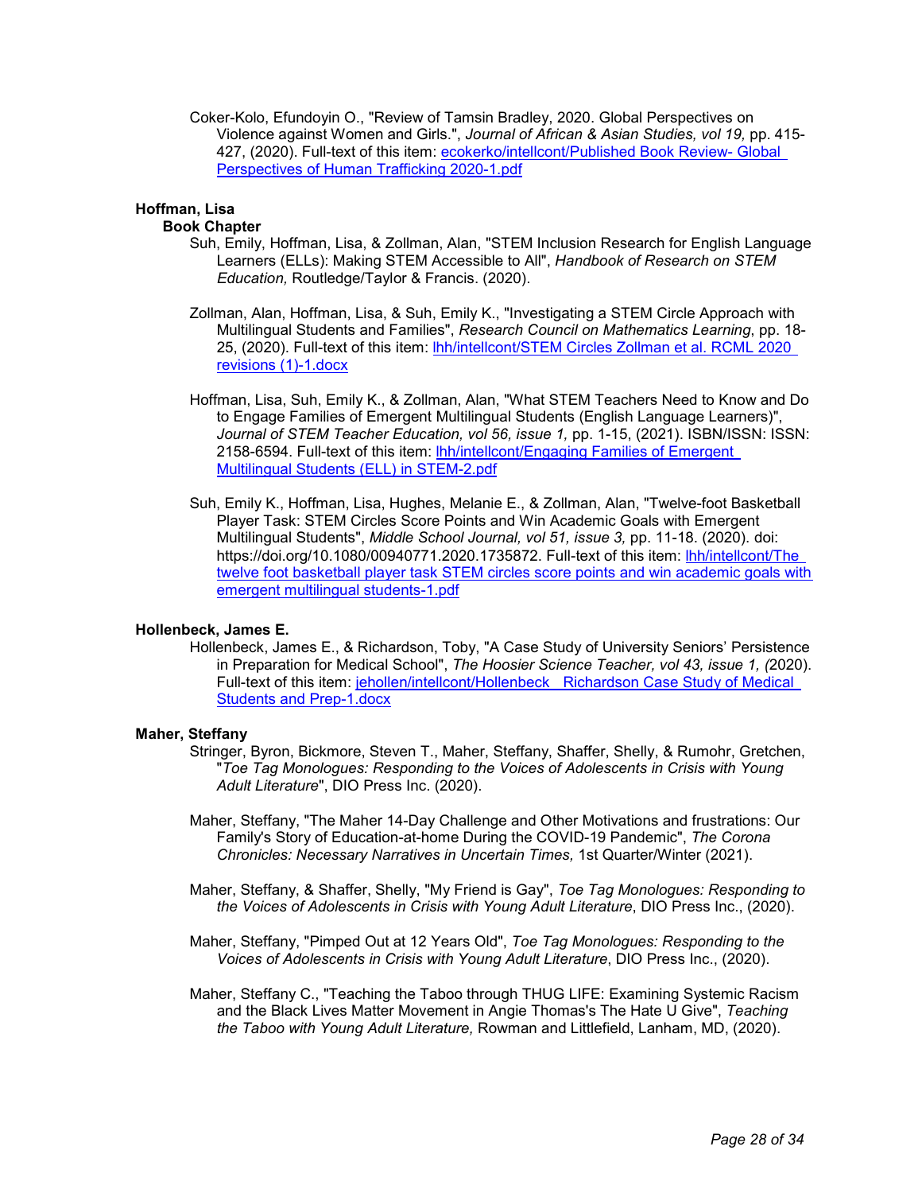Coker-Kolo, Efundoyin O., "Review of Tamsin Bradley, 2020. Global Perspectives on Violence against Women and Girls.", *Journal of African & Asian Studies, vol 19,* pp. 415-427, (2020). Full-text of this item: [ecokerko/intellcont/Published Book Review- Global Perspectives of Human Trafficking 2020-1.pdf]()

**Hoffman, Lisa**

**Book Chapter**

Suh, Emily, Hoffman, Lisa, & Zollman, Alan, "STEM Inclusion Research for English Language Learners (ELLs): Making STEM Accessible to All", *Handbook of Research on STEM Education,* Routledge/Taylor & Francis. (2020).

Zollman, Alan, Hoffman, Lisa, & Suh, Emily K., "Investigating a STEM Circle Approach with Multilingual Students and Families", *Research Council on Mathematics Learning*, pp. 18-25, (2020). Full-text of this item: [lhh/intellcont/STEM Circles Zollman et al. RCML 2020 revisions (1)-1.docx]()

Hoffman, Lisa, Suh, Emily K., & Zollman, Alan, "What STEM Teachers Need to Know and Do to Engage Families of Emergent Multilingual Students (English Language Learners)", *Journal of STEM Teacher Education, vol 56, issue 1,* pp. 1-15, (2021). ISBN/ISSN: ISSN: 2158-6594. Full-text of this item: [lhh/intellcont/Engaging Families of Emergent Multilingual Students (ELL) in STEM-2.pdf]()

Suh, Emily K., Hoffman, Lisa, Hughes, Melanie E., & Zollman, Alan, "Twelve-foot Basketball Player Task: STEM Circles Score Points and Win Academic Goals with Emergent Multilingual Students", *Middle School Journal, vol 51, issue 3,* pp. 11-18. (2020). doi: https://doi.org/10.1080/00940771.2020.1735872. Full-text of this item: [lhh/intellcont/The twelve foot basketball player task STEM circles score points and win academic goals with emergent multilingual students-1.pdf]()

**Hollenbeck, James E.**

Hollenbeck, James E., & Richardson, Toby, "A Case Study of University Seniors' Persistence in Preparation for Medical School", *The Hoosier Science Teacher, vol 43, issue 1, (*2020). Full-text of this item: [jehollen/intellcont/Hollenbeck Richardson Case Study of Medical Students and Prep-1.docx]()

**Maher, Steffany**

Stringer, Byron, Bickmore, Steven T., Maher, Steffany, Shaffer, Shelly, & Rumohr, Gretchen, "*Toe Tag Monologues: Responding to the Voices of Adolescents in Crisis with Young Adult Literature*", DIO Press Inc. (2020).

Maher, Steffany, "The Maher 14-Day Challenge and Other Motivations and frustrations: Our Family's Story of Education-at-home During the COVID-19 Pandemic", *The Corona Chronicles: Necessary Narratives in Uncertain Times,* 1st Quarter/Winter (2021).

Maher, Steffany, & Shaffer, Shelly, "My Friend is Gay", *Toe Tag Monologues: Responding to the Voices of Adolescents in Crisis with Young Adult Literature*, DIO Press Inc., (2020).

Maher, Steffany, "Pimped Out at 12 Years Old", *Toe Tag Monologues: Responding to the Voices of Adolescents in Crisis with Young Adult Literature*, DIO Press Inc., (2020).

Maher, Steffany C., "Teaching the Taboo through THUG LIFE: Examining Systemic Racism and the Black Lives Matter Movement in Angie Thomas's The Hate U Give", *Teaching the Taboo with Young Adult Literature,* Rowman and Littlefield, Lanham, MD, (2020).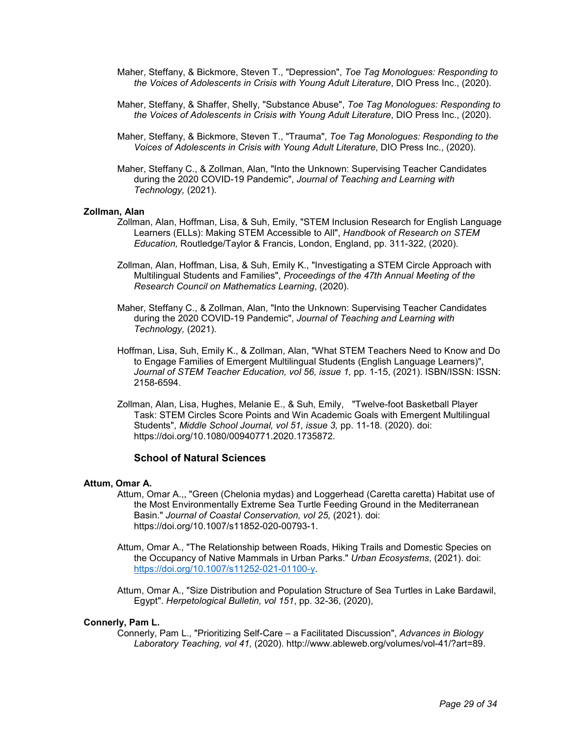Maher, Steffany, & Bickmore, Steven T., "Depression", *Toe Tag Monologues: Responding to the Voices of Adolescents in Crisis with Young Adult Literature*, DIO Press Inc., (2020).

Maher, Steffany, & Shaffer, Shelly, "Substance Abuse", *Toe Tag Monologues: Responding to the Voices of Adolescents in Crisis with Young Adult Literature*, DIO Press Inc., (2020).

Maher, Steffany, & Bickmore, Steven T., "Trauma", *Toe Tag Monologues: Responding to the Voices of Adolescents in Crisis with Young Adult Literature*, DIO Press Inc., (2020).

Maher, Steffany C., & Zollman, Alan, "Into the Unknown: Supervising Teacher Candidates during the 2020 COVID-19 Pandemic", *Journal of Teaching and Learning with Technology,* (2021).

**Zollman, Alan**

Zollman, Alan, Hoffman, Lisa, & Suh, Emily, "STEM Inclusion Research for English Language Learners (ELLs): Making STEM Accessible to All", *Handbook of Research on STEM Education,* Routledge/Taylor & Francis, London, England, pp. 311-322, (2020).

Zollman, Alan, Hoffman, Lisa, & Suh, Emily K., "Investigating a STEM Circle Approach with Multilingual Students and Families", *Proceedings of the 47th Annual Meeting of the Research Council on Mathematics Learning*, (2020).

Maher, Steffany C., & Zollman, Alan, "Into the Unknown: Supervising Teacher Candidates during the 2020 COVID-19 Pandemic", *Journal of Teaching and Learning with Technology,* (2021).

Hoffman, Lisa, Suh, Emily K., & Zollman, Alan, "What STEM Teachers Need to Know and Do to Engage Families of Emergent Multilingual Students (English Language Learners)", *Journal of STEM Teacher Education, vol 56, issue 1,* pp. 1-15, (2021). ISBN/ISSN: ISSN: 2158-6594.

Zollman, Alan, Lisa, Hughes, Melanie E., & Suh, Emily, "Twelve-foot Basketball Player Task: STEM Circles Score Points and Win Academic Goals with Emergent Multilingual Students", *Middle School Journal, vol 51, issue 3,* pp. 11-18. (2020). doi: https://doi.org/10.1080/00940771.2020.1735872.

## School of Natural Sciences

**Attum, Omar A.**

Attum, Omar A.,, "Green (Chelonia mydas) and Loggerhead (Caretta caretta) Habitat use of the Most Environmentally Extreme Sea Turtle Feeding Ground in the Mediterranean Basin." *Journal of Coastal Conservation, vol 25,* (2021). doi: https://doi.org/10.1007/s11852-020-00793-1.

Attum, Omar A., "The Relationship between Roads, Hiking Trails and Domestic Species on the Occupancy of Native Mammals in Urban Parks." *Urban Ecosystems*, (2021). doi: https://doi.org/10.1007/s11252-021-01100-y.

Attum, Omar A., "Size Distribution and Population Structure of Sea Turtles in Lake Bardawil, Egypt". *Herpetological Bulletin, vol 151*, pp. 32-36, (2020),

**Connerly, Pam L.**

Connerly, Pam L., "Prioritizing Self-Care – a Facilitated Discussion", *Advances in Biology Laboratory Teaching, vol 41,* (2020). http://www.ableweb.org/volumes/vol-41/?art=89.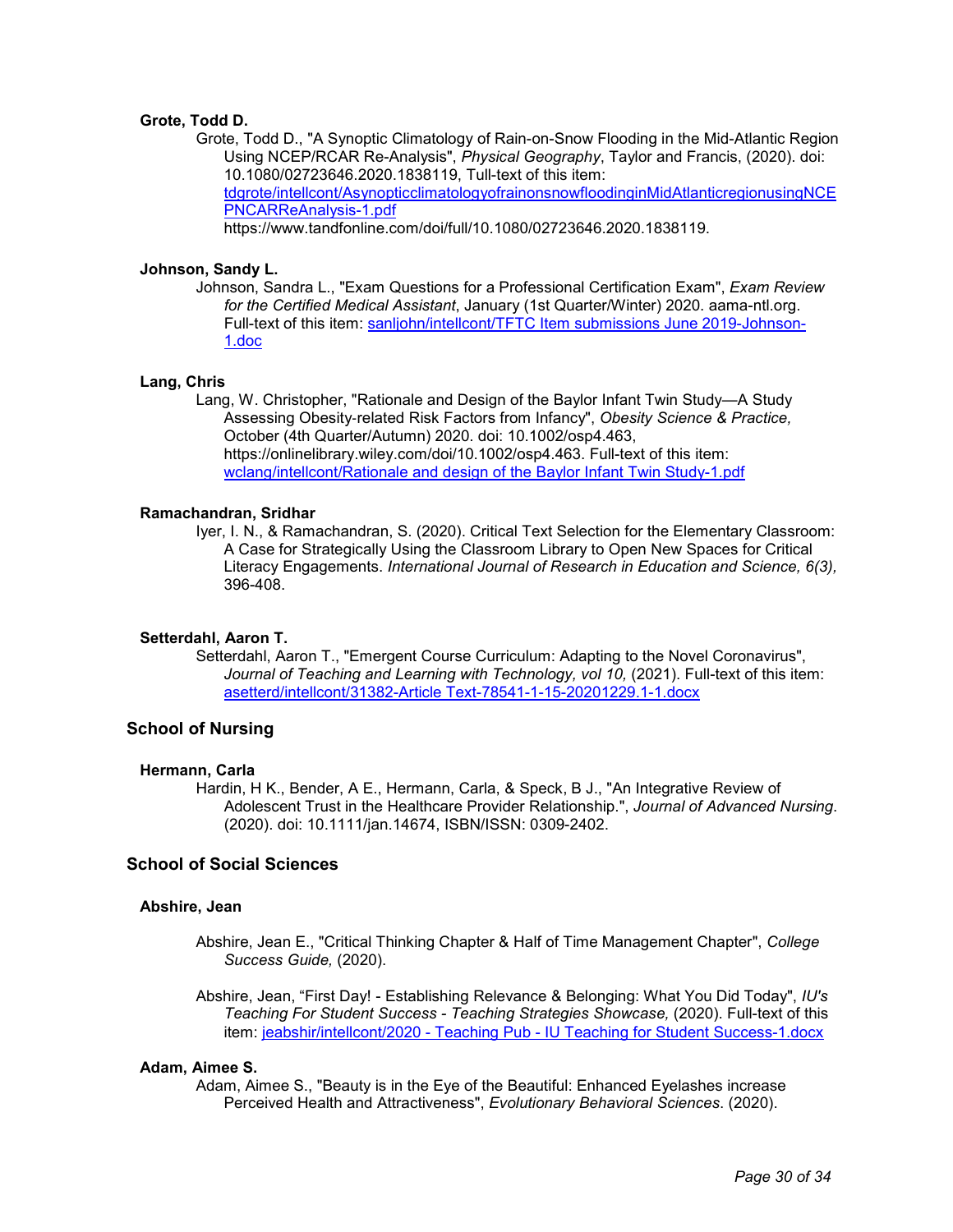**Grote, Todd D.**

Grote, Todd D., "A Synoptic Climatology of Rain-on-Snow Flooding in the Mid-Atlantic Region Using NCEP/RCAR Re-Analysis", *Physical Geography*, Taylor and Francis, (2020). doi: 10.1080/02723646.2020.1838119, Tull-text of this item: tdgrote/intellcont/AsynopticclimatologyofrainonsnowfloodinginMidAtlanticregionusingNCEPNCARReAnalysis-1.pdf https://www.tandfonline.com/doi/full/10.1080/02723646.2020.1838119.

**Johnson, Sandy L.**

Johnson, Sandra L., "Exam Questions for a Professional Certification Exam", *Exam Review for the Certified Medical Assistant*, January (1st Quarter/Winter) 2020. aama-ntl.org. Full-text of this item: sanljohn/intellcont/TFTC Item submissions June 2019-Johnson-1.doc

**Lang, Chris**

Lang, W. Christopher, "Rationale and Design of the Baylor Infant Twin Study—A Study Assessing Obesity-related Risk Factors from Infancy", *Obesity Science & Practice,* October (4th Quarter/Autumn) 2020. doi: 10.1002/osp4.463, https://onlinelibrary.wiley.com/doi/10.1002/osp4.463. Full-text of this item: wclang/intellcont/Rationale and design of the Baylor Infant Twin Study-1.pdf

**Ramachandran, Sridhar**

Iyer, I. N., & Ramachandran, S. (2020). Critical Text Selection for the Elementary Classroom: A Case for Strategically Using the Classroom Library to Open New Spaces for Critical Literacy Engagements. *International Journal of Research in Education and Science, 6(3),* 396-408.

**Setterdahl, Aaron T.**

Setterdahl, Aaron T., "Emergent Course Curriculum: Adapting to the Novel Coronavirus", *Journal of Teaching and Learning with Technology, vol 10,* (2021). Full-text of this item: asetterd/intellcont/31382-Article Text-78541-1-15-20201229.1-1.docx

## School of Nursing

**Hermann, Carla**

Hardin, H K., Bender, A E., Hermann, Carla, & Speck, B J., "An Integrative Review of Adolescent Trust in the Healthcare Provider Relationship.", *Journal of Advanced Nursing*. (2020). doi: 10.1111/jan.14674, ISBN/ISSN: 0309-2402.

## School of Social Sciences

**Abshire, Jean**

Abshire, Jean E., "Critical Thinking Chapter & Half of Time Management Chapter", *College Success Guide,* (2020).

Abshire, Jean, "First Day! - Establishing Relevance & Belonging: What You Did Today", *IU's Teaching For Student Success - Teaching Strategies Showcase,* (2020). Full-text of this item: jeabshir/intellcont/2020 - Teaching Pub - IU Teaching for Student Success-1.docx

**Adam, Aimee S.**

Adam, Aimee S., "Beauty is in the Eye of the Beautiful: Enhanced Eyelashes increase Perceived Health and Attractiveness", *Evolutionary Behavioral Sciences*. (2020).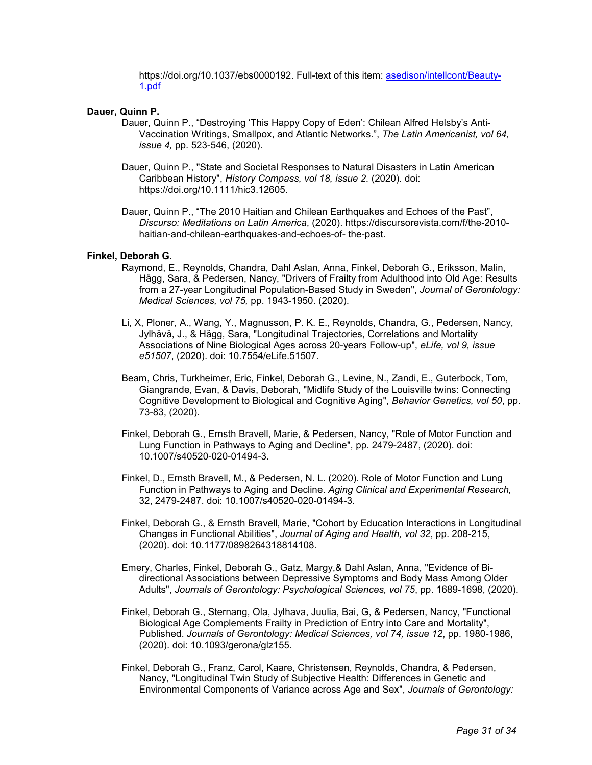https://doi.org/10.1037/ebs0000192. Full-text of this item: [asedison/intellcont/Beauty-1.pdf](asedison/intellcont/Beauty-1.pdf)

**Dauer, Quinn P.**

Dauer, Quinn P., “Destroying ‘This Happy Copy of Eden’: Chilean Alfred Helsby’s Anti-Vaccination Writings, Smallpox, and Atlantic Networks.”, *The Latin Americanist, vol 64, issue 4,* pp. 523-546, (2020).

Dauer, Quinn P., "State and Societal Responses to Natural Disasters in Latin American Caribbean History", *History Compass, vol 18, issue 2*. (2020). doi: https://doi.org/10.1111/hic3.12605.

Dauer, Quinn P., “The 2010 Haitian and Chilean Earthquakes and Echoes of the Past”, *Discurso: Meditations on Latin America*, (2020). https://discursorevista.com/f/the-2010-haitian-and-chilean-earthquakes-and-echoes-of- the-past.

**Finkel, Deborah G.**

Raymond, E., Reynolds, Chandra, Dahl Aslan, Anna, Finkel, Deborah G., Eriksson, Malin, Hägg, Sara, & Pedersen, Nancy, "Drivers of Frailty from Adulthood into Old Age: Results from a 27-year Longitudinal Population-Based Study in Sweden", *Journal of Gerontology: Medical Sciences, vol 75,* pp. 1943-1950. (2020).

Li, X, Ploner, A., Wang, Y., Magnusson, P. K. E., Reynolds, Chandra, G., Pedersen, Nancy, Jylhävä, J., & Hägg, Sara, "Longitudinal Trajectories, Correlations and Mortality Associations of Nine Biological Ages across 20-years Follow-up", *eLife, vol 9, issue e51507*, (2020). doi: 10.7554/eLife.51507.

Beam, Chris, Turkheimer, Eric, Finkel, Deborah G., Levine, N., Zandi, E., Guterbock, Tom, Giangrande, Evan, & Davis, Deborah, "Midlife Study of the Louisville twins: Connecting Cognitive Development to Biological and Cognitive Aging", *Behavior Genetics, vol 50*, pp. 73-83, (2020).

Finkel, Deborah G., Ernsth Bravell, Marie, & Pedersen, Nancy, "Role of Motor Function and Lung Function in Pathways to Aging and Decline", pp. 2479-2487, (2020). doi: 10.1007/s40520-020-01494-3.

Finkel, D., Ernsth Bravell, M., & Pedersen, N. L. (2020). Role of Motor Function and Lung Function in Pathways to Aging and Decline. *Aging Clinical and Experimental Research,* 32, 2479-2487. doi: 10.1007/s40520-020-01494-3.

Finkel, Deborah G., & Ernsth Bravell, Marie, "Cohort by Education Interactions in Longitudinal Changes in Functional Abilities", *Journal of Aging and Health, vol 32*, pp. 208-215, (2020). doi: 10.1177/0898264318814108.

Emery, Charles, Finkel, Deborah G., Gatz, Margy,& Dahl Aslan, Anna, "Evidence of Bi-directional Associations between Depressive Symptoms and Body Mass Among Older Adults", *Journals of Gerontology: Psychological Sciences, vol 75*, pp. 1689-1698, (2020).

Finkel, Deborah G., Sternang, Ola, Jylhava, Juulia, Bai, G, & Pedersen, Nancy, "Functional Biological Age Complements Frailty in Prediction of Entry into Care and Mortality", Published. *Journals of Gerontology: Medical Sciences, vol 74, issue 12*, pp. 1980-1986, (2020). doi: 10.1093/gerona/glz155.

Finkel, Deborah G., Franz, Carol, Kaare, Christensen, Reynolds, Chandra, & Pedersen, Nancy, "Longitudinal Twin Study of Subjective Health: Differences in Genetic and Environmental Components of Variance across Age and Sex", *Journals of Gerontology:*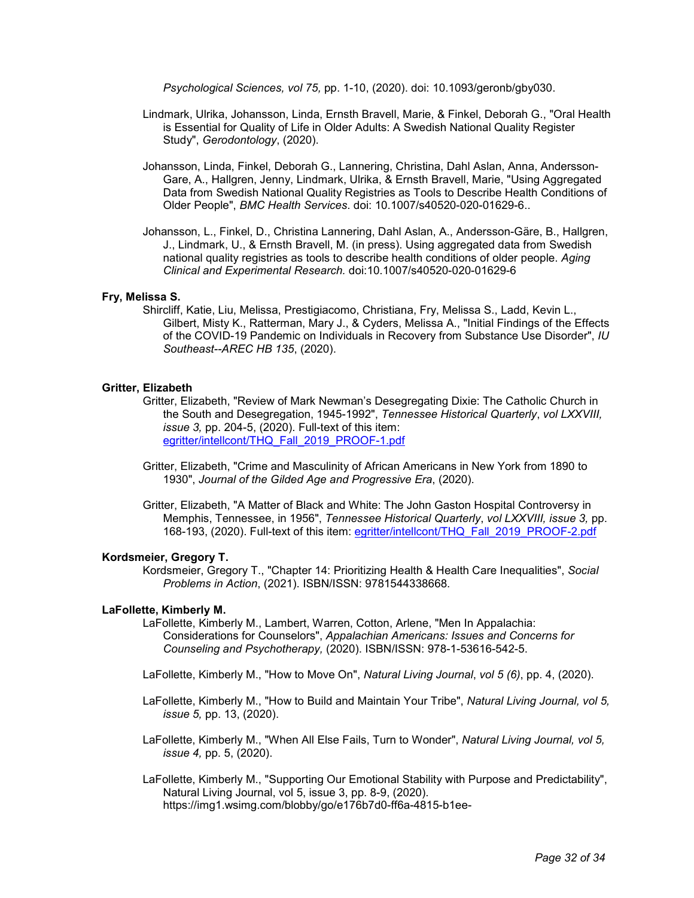*Psychological Sciences, vol 75,* pp. 1-10, (2020). doi: 10.1093/geronb/gby030.

Lindmark, Ulrika, Johansson, Linda, Ernsth Bravell, Marie, & Finkel, Deborah G., "Oral Health is Essential for Quality of Life in Older Adults: A Swedish National Quality Register Study", *Gerodontology*, (2020).

Johansson, Linda, Finkel, Deborah G., Lannering, Christina, Dahl Aslan, Anna, Andersson-Gare, A., Hallgren, Jenny, Lindmark, Ulrika, & Ernsth Bravell, Marie, "Using Aggregated Data from Swedish National Quality Registries as Tools to Describe Health Conditions of Older People", *BMC Health Services*. doi: 10.1007/s40520-020-01629-6..

Johansson, L., Finkel, D., Christina Lannering, Dahl Aslan, A., Andersson-Gäre, B., Hallgren, J., Lindmark, U., & Ernsth Bravell, M. (in press). Using aggregated data from Swedish national quality registries as tools to describe health conditions of older people. *Aging Clinical and Experimental Research.* doi:10.1007/s40520-020-01629-6

**Fry, Melissa S.**

Shircliff, Katie, Liu, Melissa, Prestigiacomo, Christiana, Fry, Melissa S., Ladd, Kevin L., Gilbert, Misty K., Ratterman, Mary J., & Cyders, Melissa A., "Initial Findings of the Effects of the COVID-19 Pandemic on Individuals in Recovery from Substance Use Disorder", *IU Southeast--AREC HB 135*, (2020).

**Gritter, Elizabeth**

Gritter, Elizabeth, "Review of Mark Newman's Desegregating Dixie: The Catholic Church in the South and Desegregation, 1945-1992", *Tennessee Historical Quarterly*, *vol LXXVIII, issue 3,* pp. 204-5, (2020). Full-text of this item: egritter/intellcont/THQ_Fall_2019_PROOF-1.pdf

Gritter, Elizabeth, "Crime and Masculinity of African Americans in New York from 1890 to 1930", *Journal of the Gilded Age and Progressive Era*, (2020).

Gritter, Elizabeth, "A Matter of Black and White: The John Gaston Hospital Controversy in Memphis, Tennessee, in 1956", *Tennessee Historical Quarterly*, *vol LXXVIII, issue 3,* pp. 168-193, (2020). Full-text of this item: egritter/intellcont/THQ_Fall_2019_PROOF-2.pdf

**Kordsmeier, Gregory T.**

Kordsmeier, Gregory T., "Chapter 14: Prioritizing Health & Health Care Inequalities", *Social Problems in Action*, (2021). ISBN/ISSN: 9781544338668.

**LaFollette, Kimberly M.**

LaFollette, Kimberly M., Lambert, Warren, Cotton, Arlene, "Men In Appalachia: Considerations for Counselors", *Appalachian Americans: Issues and Concerns for Counseling and Psychotherapy,* (2020). ISBN/ISSN: 978-1-53616-542-5.

LaFollette, Kimberly M., "How to Move On", *Natural Living Journal*, *vol 5 (6)*, pp. 4, (2020).

LaFollette, Kimberly M., "How to Build and Maintain Your Tribe", *Natural Living Journal, vol 5, issue 5,* pp. 13, (2020).

LaFollette, Kimberly M., "When All Else Fails, Turn to Wonder", *Natural Living Journal, vol 5, issue 4,* pp. 5, (2020).

LaFollette, Kimberly M., "Supporting Our Emotional Stability with Purpose and Predictability", Natural Living Journal, vol 5, issue 3, pp. 8-9, (2020). https://img1.wsimg.com/blobby/go/e176b7d0-ff6a-4815-b1ee-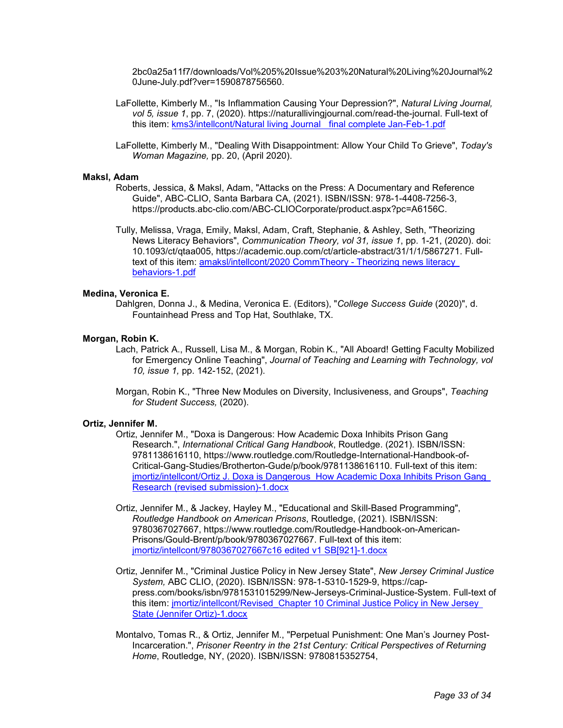2bc0a25a11f7/downloads/Vol%205%20Issue%203%20Natural%20Living%20Journal%20June-July.pdf?ver=1590878756560.

LaFollette, Kimberly M., "Is Inflammation Causing Your Depression?", *Natural Living Journal, vol 5, issue 1*, pp. 7, (2020). https://naturallivingjournal.com/read-the-journal. Full-text of this item: kms3/intellcont/Natural living Journal _ final complete Jan-Feb-1.pdf

LaFollette, Kimberly M., "Dealing With Disappointment: Allow Your Child To Grieve", *Today's Woman Magazine,* pp. 20, (April 2020).

**Maksl, Adam**

Roberts, Jessica, & Maksl, Adam, "Attacks on the Press: A Documentary and Reference Guide", ABC-CLIO, Santa Barbara CA, (2021). ISBN/ISSN: 978-1-4408-7256-3, https://products.abc-clio.com/ABC-CLIOCorporate/product.aspx?pc=A6156C.

Tully, Melissa, Vraga, Emily, Maksl, Adam, Craft, Stephanie, & Ashley, Seth, "Theorizing News Literacy Behaviors", *Communication Theory, vol 31, issue 1*, pp. 1-21, (2020). doi: 10.1093/ct/qtaa005, https://academic.oup.com/ct/article-abstract/31/1/1/5867271. Full-text of this item: amaksl/intellcont/2020 CommTheory - Theorizing news literacy behaviors-1.pdf

**Medina, Veronica E.**

Dahlgren, Donna J., & Medina, Veronica E. (Editors), "*College Success Guide* (2020)", d. Fountainhead Press and Top Hat, Southlake, TX.

**Morgan, Robin K.**

Lach, Patrick A., Russell, Lisa M., & Morgan, Robin K., "All Aboard! Getting Faculty Mobilized for Emergency Online Teaching", *Journal of Teaching and Learning with Technology, vol 10, issue 1,* pp. 142-152, (2021).

Morgan, Robin K., "Three New Modules on Diversity, Inclusiveness, and Groups", *Teaching for Student Success,* (2020).

**Ortiz, Jennifer M.**

Ortiz, Jennifer M., "Doxa is Dangerous: How Academic Doxa Inhibits Prison Gang Research.", *International Critical Gang Handbook*, Routledge. (2021). ISBN/ISSN: 9781138616110, https://www.routledge.com/Routledge-International-Handbook-of-Critical-Gang-Studies/Brotherton-Gude/p/book/9781138616110. Full-text of this item: jmortiz/intellcont/Ortiz J. Doxa is Dangerous_ How Academic Doxa Inhibits Prison Gang Research (revised submission)-1.docx

Ortiz, Jennifer M., & Jackey, Hayley M., "Educational and Skill-Based Programming", *Routledge Handbook on American Prisons*, Routledge, (2021). ISBN/ISSN: 9780367027667, https://www.routledge.com/Routledge-Handbook-on-American-Prisons/Gould-Brent/p/book/9780367027667. Full-text of this item: jmortiz/intellcont/9780367027667c16 edited v1 SB[921]-1.docx

Ortiz, Jennifer M., "Criminal Justice Policy in New Jersey State", *New Jersey Criminal Justice System,* ABC CLIO, (2020). ISBN/ISSN: 978-1-5310-1529-9, https://cap-press.com/books/isbn/9781531015299/New-Jerseys-Criminal-Justice-System. Full-text of this item: jmortiz/intellcont/Revised_Chapter 10 Criminal Justice Policy in New Jersey State (Jennifer Ortiz)-1.docx

Montalvo, Tomas R., & Ortiz, Jennifer M., "Perpetual Punishment: One Man's Journey Post-Incarceration.", *Prisoner Reentry in the 21st Century: Critical Perspectives of Returning Home*, Routledge, NY, (2020). ISBN/ISSN: 9780815352754,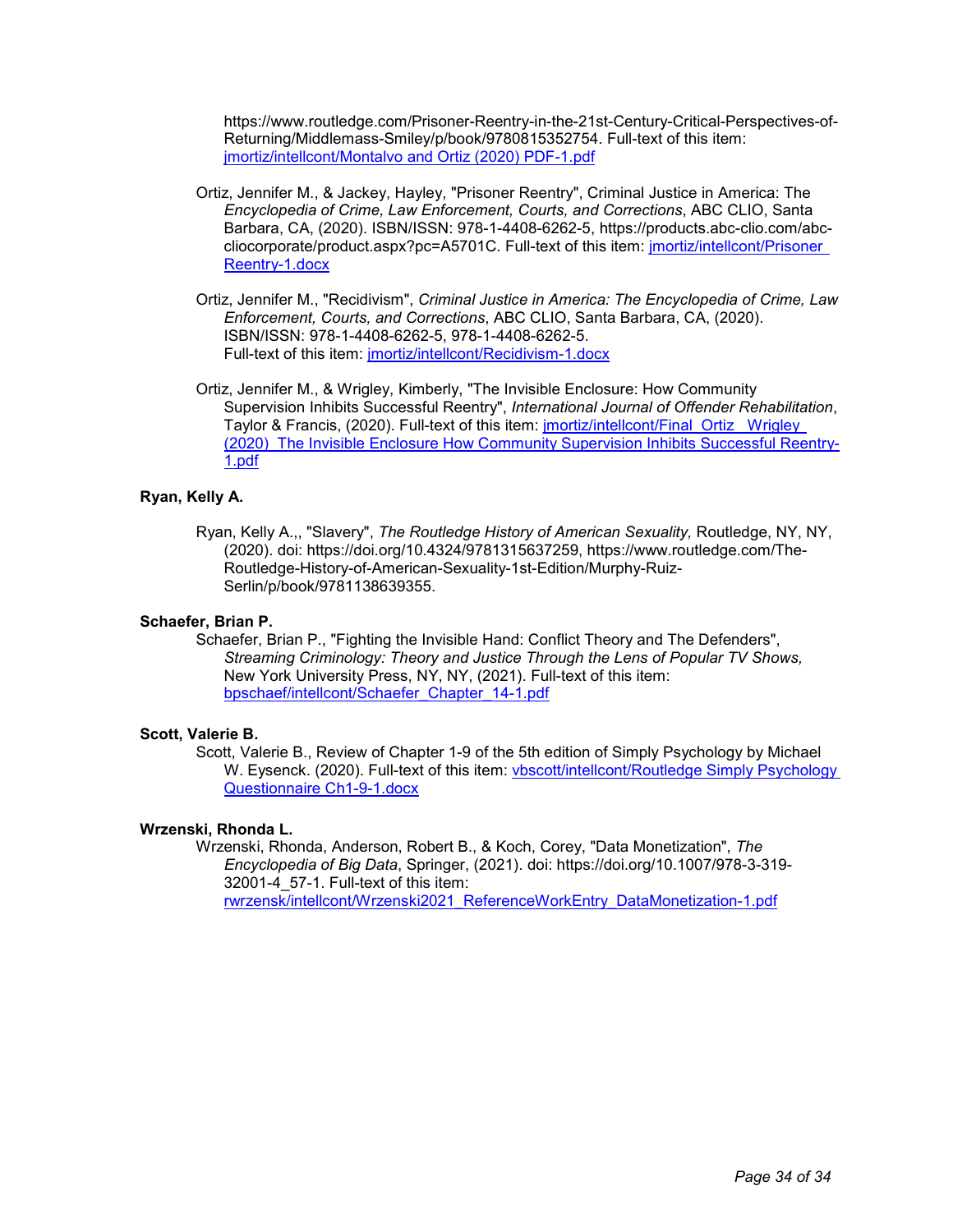https://www.routledge.com/Prisoner-Reentry-in-the-21st-Century-Critical-Perspectives-of-Returning/Middlemass-Smiley/p/book/9780815352754. Full-text of this item: jmortiz/intellcont/Montalvo and Ortiz (2020) PDF-1.pdf

Ortiz, Jennifer M., & Jackey, Hayley, "Prisoner Reentry", Criminal Justice in America: The *Encyclopedia of Crime, Law Enforcement, Courts, and Corrections*, ABC CLIO, Santa Barbara, CA, (2020). ISBN/ISSN: 978-1-4408-6262-5, https://products.abc-clio.com/abc-cliocorporate/product.aspx?pc=A5701C. Full-text of this item: jmortiz/intellcont/Prisoner Reentry-1.docx

Ortiz, Jennifer M., "Recidivism", *Criminal Justice in America: The Encyclopedia of Crime, Law Enforcement, Courts, and Corrections*, ABC CLIO, Santa Barbara, CA, (2020). ISBN/ISSN: 978-1-4408-6262-5, 978-1-4408-6262-5. Full-text of this item: jmortiz/intellcont/Recidivism-1.docx

Ortiz, Jennifer M., & Wrigley, Kimberly, "The Invisible Enclosure: How Community Supervision Inhibits Successful Reentry", *International Journal of Offender Rehabilitation*, Taylor & Francis, (2020). Full-text of this item: jmortiz/intellcont/Final_Ortiz__Wrigley (2020)_The Invisible Enclosure How Community Supervision Inhibits Successful Reentry-1.pdf

**Ryan, Kelly A.**

Ryan, Kelly A.,, "Slavery", *The Routledge History of American Sexuality,* Routledge, NY, NY, (2020). doi: https://doi.org/10.4324/9781315637259, https://www.routledge.com/The-Routledge-History-of-American-Sexuality-1st-Edition/Murphy-Ruiz-Serlin/p/book/9781138639355.

**Schaefer, Brian P.**

Schaefer, Brian P., "Fighting the Invisible Hand: Conflict Theory and The Defenders", *Streaming Criminology: Theory and Justice Through the Lens of Popular TV Shows,* New York University Press, NY, NY, (2021). Full-text of this item: bpschaef/intellcont/Schaefer_Chapter_14-1.pdf

**Scott, Valerie B.**

Scott, Valerie B., Review of Chapter 1-9 of the 5th edition of Simply Psychology by Michael W. Eysenck. (2020). Full-text of this item: vbscott/intellcont/Routledge Simply Psychology Questionnaire Ch1-9-1.docx

**Wrzenski, Rhonda L.**

Wrzenski, Rhonda, Anderson, Robert B., & Koch, Corey, "Data Monetization", *The Encyclopedia of Big Data*, Springer, (2021). doi: https://doi.org/10.1007/978-3-319-32001-4_57-1. Full-text of this item: rwrzensk/intellcont/Wrzenski2021_ReferenceWorkEntry_DataMonetization-1.pdf